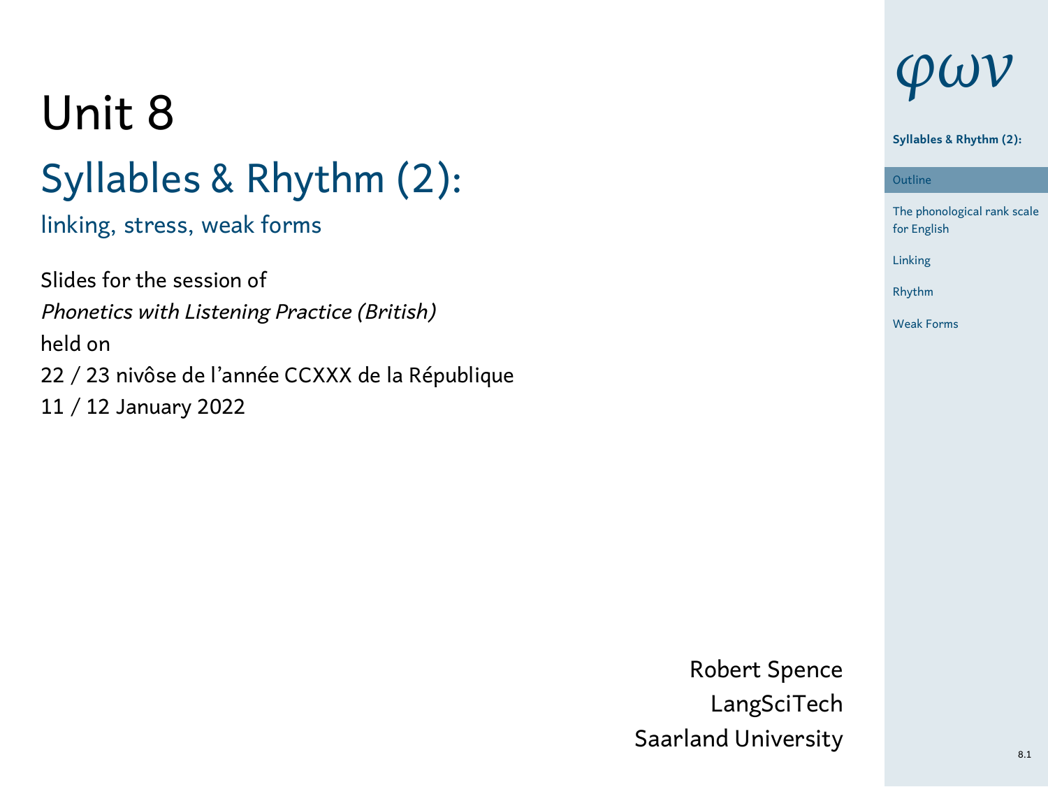# Unit 8

## Syllables & Rhythm (2):

linking, stress, weak forms

Slides for the session of

*Phonetics with Listening Practice (British)*

held on

22 / 23 nivôse de l'année CCXXX de la République

11 / 12 January 2022

Robert Spence

LangSciTech

Saarland University

φων

**Syllables & Rhythm (2):**

- Outline
- The phonological rank scale for English
- Linking
- Rhythm
- Weak Forms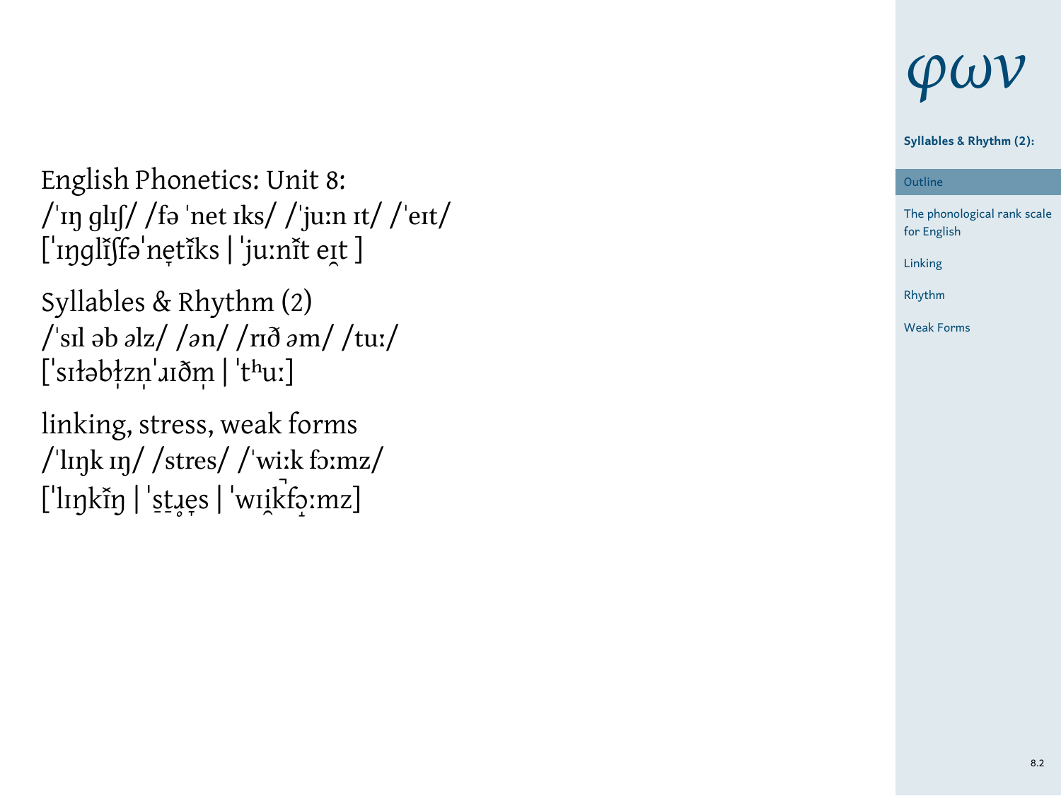English Phonetics: Unit 8:
/ˈɪŋ ɡlɪʃ/ /fə ˈnet ɪks/ /ˈjuːn ɪt/ /ˈeɪt/
[ˈɪŋɡlɪ̆ʃfəˈne̞tɪ̆ks | ˈjuːnɪ̆t eɪ̯t ]

Syllables & Rhythm (2)
/ˈsɪl əb əlz/ /ən/ /rɪð əm/ /tuː/
[ˈsɪɫəbɫ̩zn̩ˈɹɪðm̩ | ˈtʰuː]

linking, stress, weak forms
/ˈlɪŋk ɪŋ/ /stres/ /ˈwiːk fɔːmz/
[ˈlɪŋkɪ̆ŋ | ˈs̪t̪ɹ̥e̞s | ˈwɪi̯k̚fɔ̞ːmz]

**Syllables & Rhythm (2):**

- Outline
- The phonological rank scale for English
- Linking
- Rhythm
- Weak Forms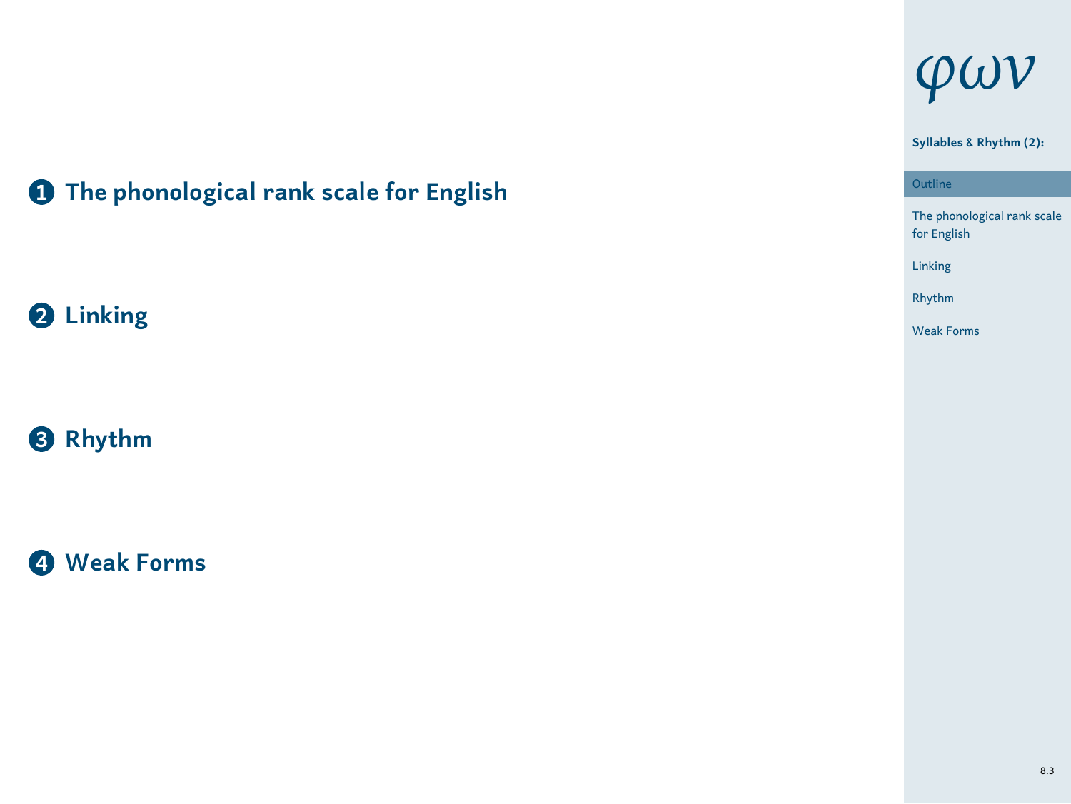1. **The phonological rank scale for English**

2. **Linking**

3. **Rhythm**

4. **Weak Forms**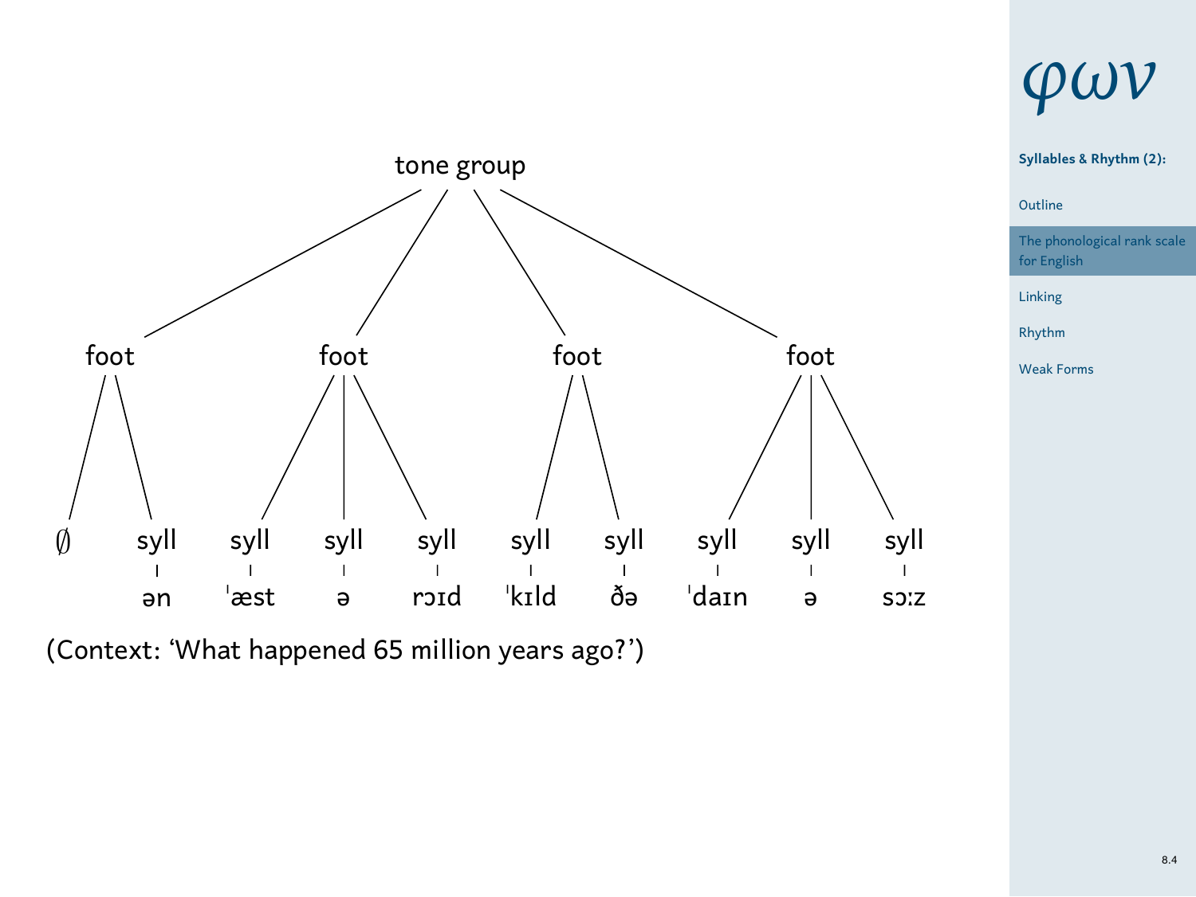```
                         tone group
        /            /            \             \
     foot          foot           foot           foot
     /  \        /   |   \        /  \         /   |   \
    ∅   syll  syll  syll  syll  syll  syll   syll  syll  syll
         |     |     |     |     |     |      |     |     |
        ən   ˈæst    ə    rɔɪd  ˈkɪld   ðə   ˈdaɪn    ə    sɔːz
```

(Context: 'What happened 65 million years ago?')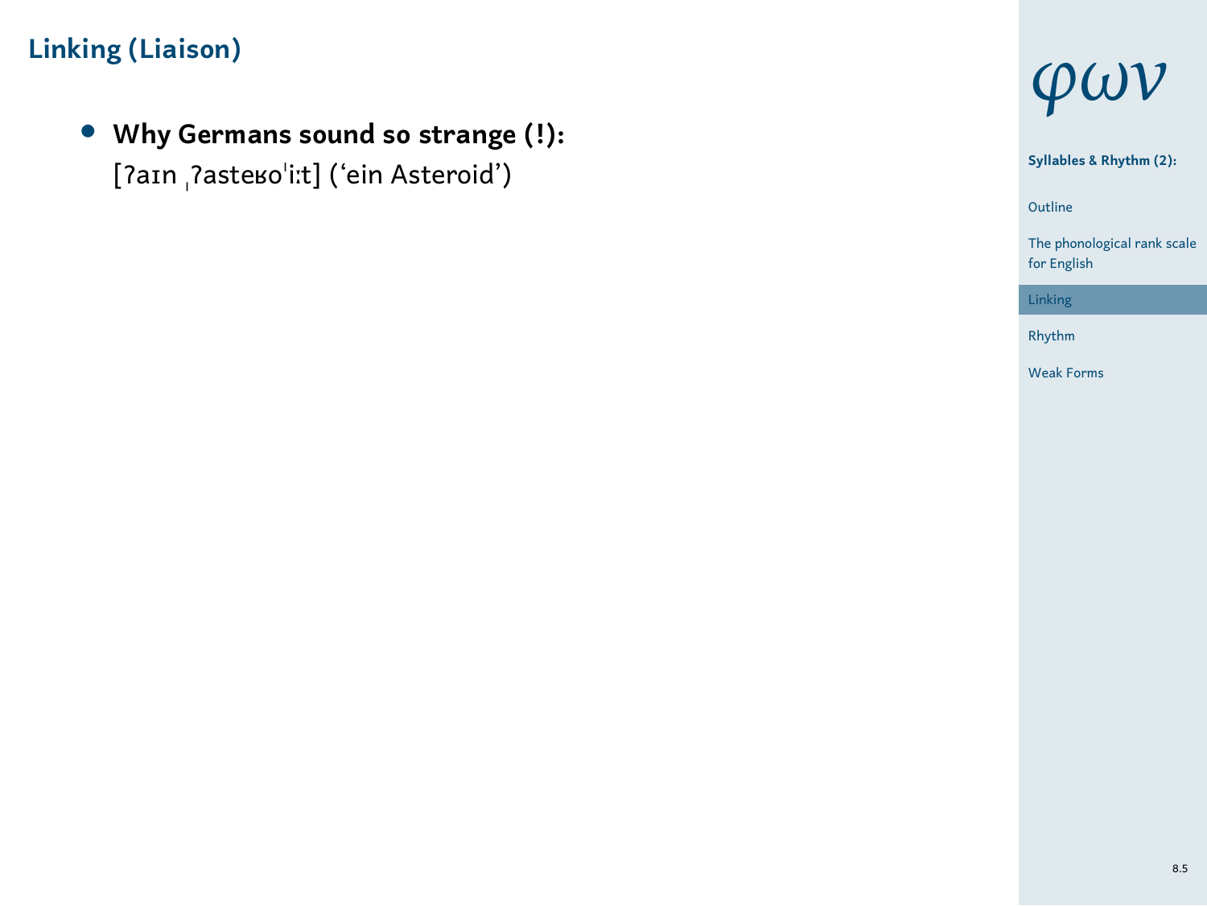# Linking (Liaison)

- **Why Germans sound so strange (!):**
  [ʔaɪn ˌʔasteʁoˈiːt] (‘ein Asteroid’)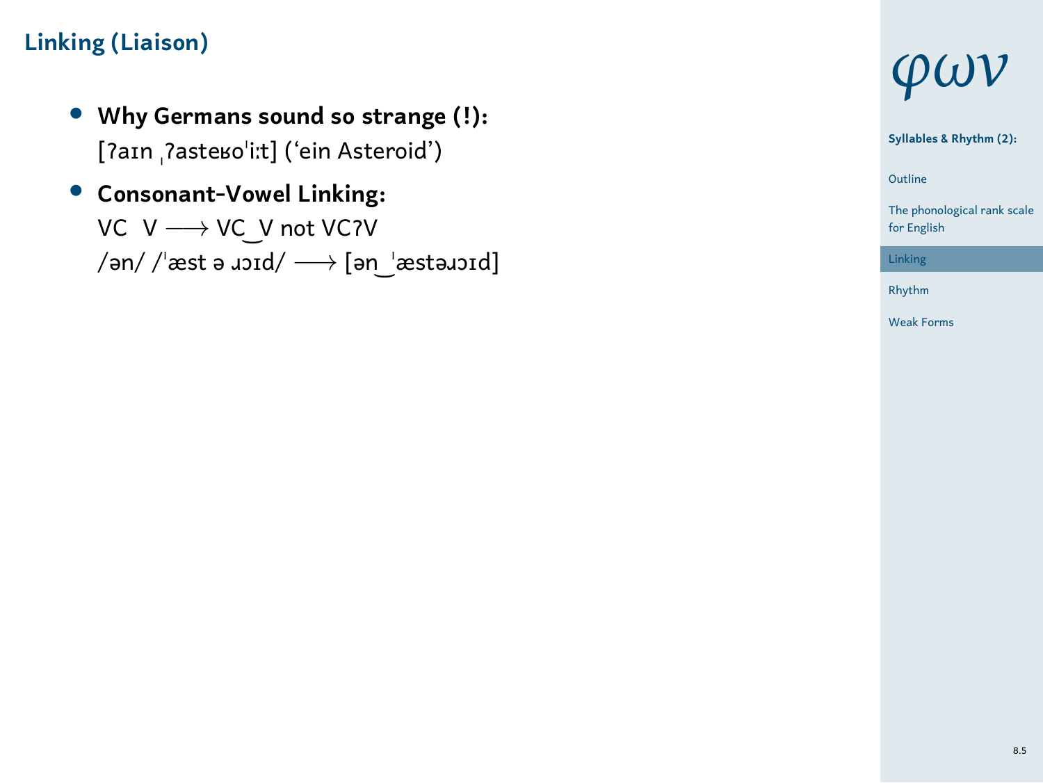# Linking (Liaison)

- **Why Germans sound so strange (!):**
  [ʔaɪn ˌʔasteʁoˈiːt] (‘ein Asteroid’)
- **Consonant-Vowel Linking:**
  VC V ⟶ VC‿V not VCʔV
  /ən/ /ˈæst ə ɹɔɪd/ ⟶ [ən‿ˈæstəɹɔɪd]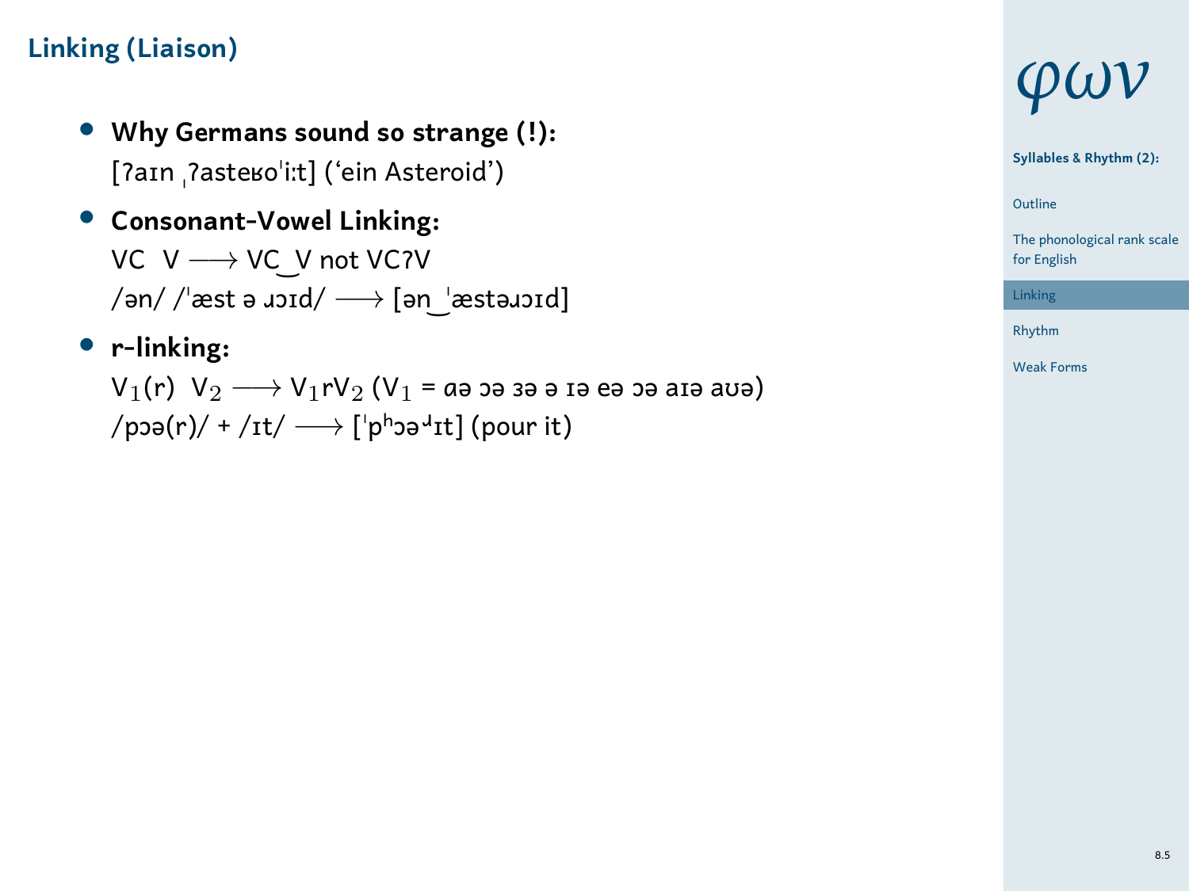# Linking (Liaison)

- **Why Germans sound so strange (!):**
  [ʔaɪn ˌʔasteʁoˈiːt] (‘ein Asteroid’)
- **Consonant-Vowel Linking:**
  VC  V ⟶ VC‿V not VCʔV
  /ən/ /ˈæst ə ɹɔɪd/ ⟶ [ən‿ˈæstəɹɔɪd]
- **r-linking:**
  $V_1$(r)  $V_2$ ⟶ $V_1$r$V_2$ ($V_1$ = ɑə ɔə ɜə ə ɪə eə ɔə aɪə aʊə)
  /pɔə(r)/ + /ɪt/ ⟶ [ˈpʰɔəʴɪt] (pour it)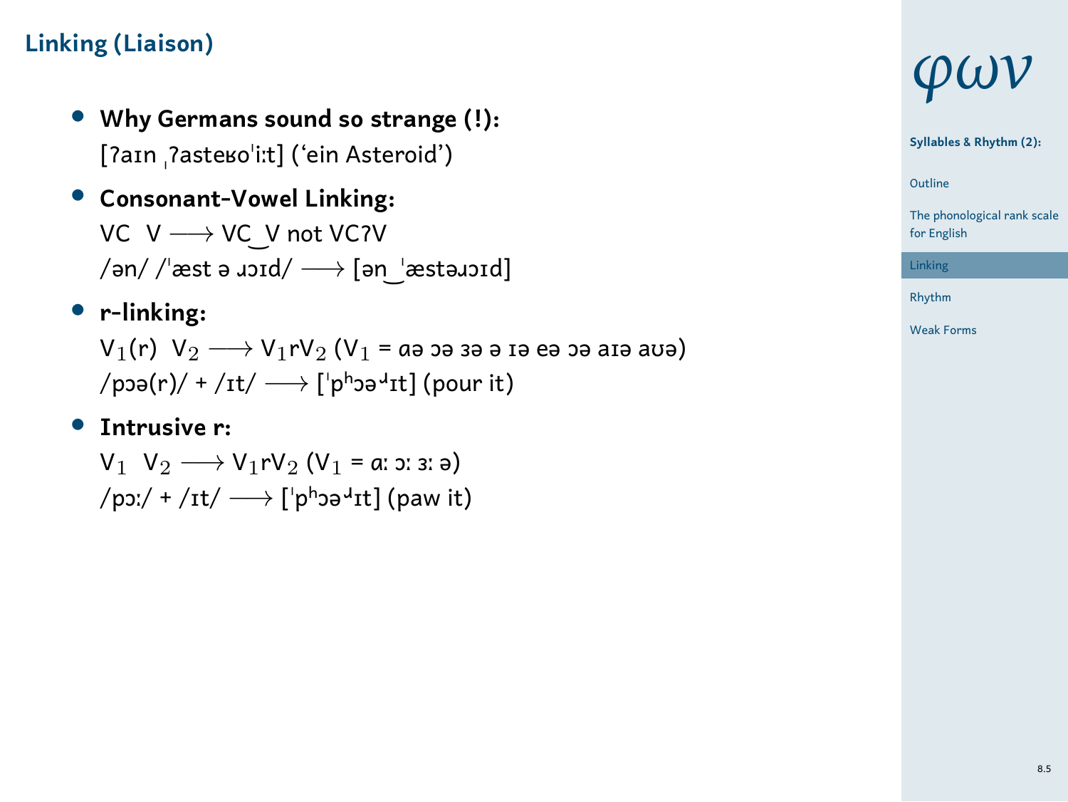## Linking (Liaison)

- **Why Germans sound so strange (!):**
  [ʔaɪn ˌʔasteʁoˈiːt] (‘ein Asteroid’)
- **Consonant-Vowel Linking:**
  VC V ⟶ VC‿V not VCʔV
  /ən/ /ˈæst ə ɹɔɪd/ ⟶ [ən‿ˈæstəɹɔɪd]
- **r-linking:**
  $V_1$(r) $V_2$ ⟶ $V_1$r$V_2$ ($V_1$ = ɑə ɔə ɜə ə ɪə eə ɔə aɪə aʊə)
  /pɔə(r)/ + /ɪt/ ⟶ [ˈpʰɔəʴɪt] (pour it)
- **Intrusive r:**
  $V_1$ $V_2$ ⟶ $V_1$r$V_2$ ($V_1$ = ɑː ɔː ɜː ə)
  /pɔː/ + /ɪt/ ⟶ [ˈpʰɔəʴɪt] (paw it)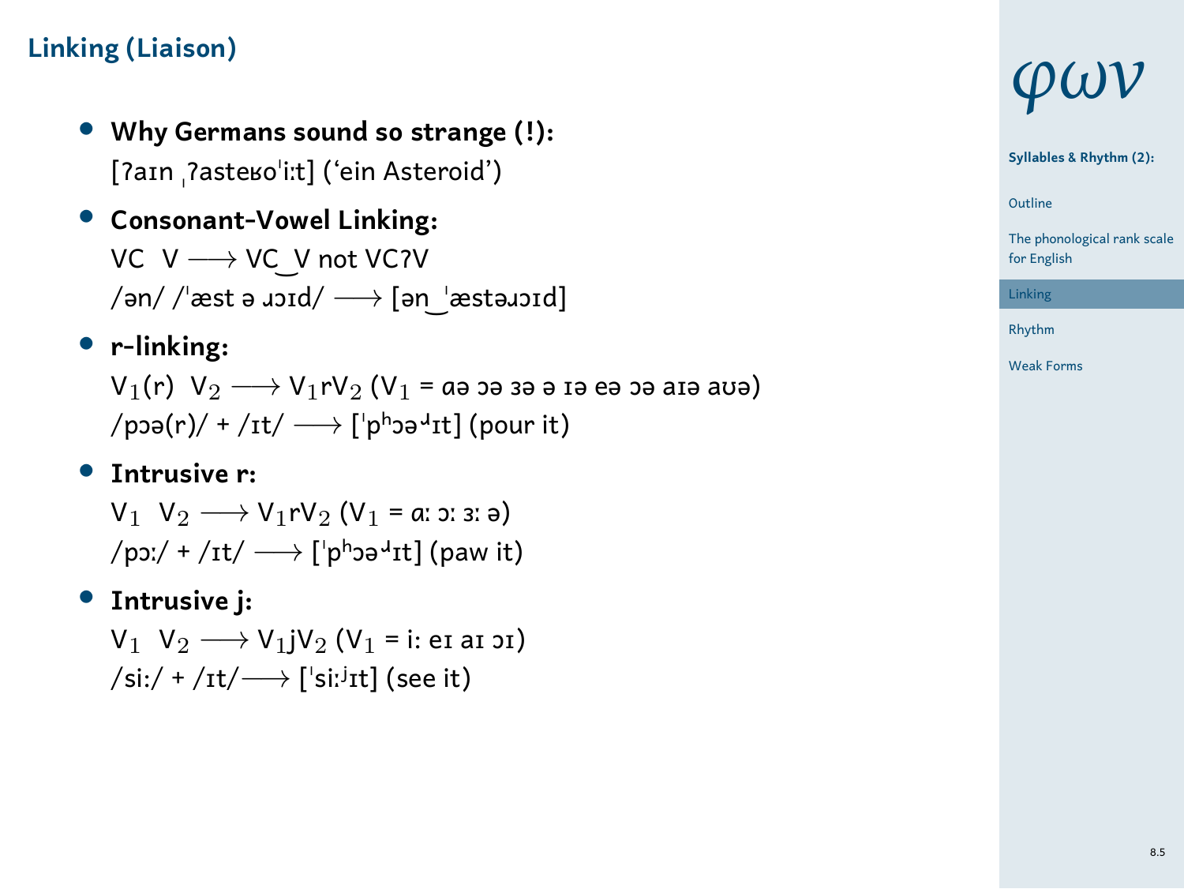## Linking (Liaison)

- **Why Germans sound so strange (!):**
  [ʔaɪn ˌʔasteʁoˈiːt] (‘ein Asteroid’)
- **Consonant-Vowel Linking:**
  VC V ⟶ VC‿V not VCʔV
  /ən/ /ˈæst ə ɹɔɪd/ ⟶ [ən‿ˈæstəɹɔɪd]
- **r-linking:**
  $V_1$(r) $V_2$ ⟶ $V_1$r$V_2$ ($V_1$ = ɑə ɔə ɜə ə ɪə eə ɔə aɪə aʊə)
  /pɔə(r)/ + /ɪt/ ⟶ [ˈpʰɔəʴɪt] (pour it)
- **Intrusive r:**
  $V_1$ $V_2$ ⟶ $V_1$r$V_2$ ($V_1$ = ɑː ɔː ɜː ə)
  /pɔː/ + /ɪt/ ⟶ [ˈpʰɔəʴɪt] (paw it)
- **Intrusive j:**
  $V_1$ $V_2$ ⟶ $V_1$j$V_2$ ($V_1$ = iː eɪ aɪ ɔɪ)
  /siː/ + /ɪt/⟶ [ˈsiːʲɪt] (see it)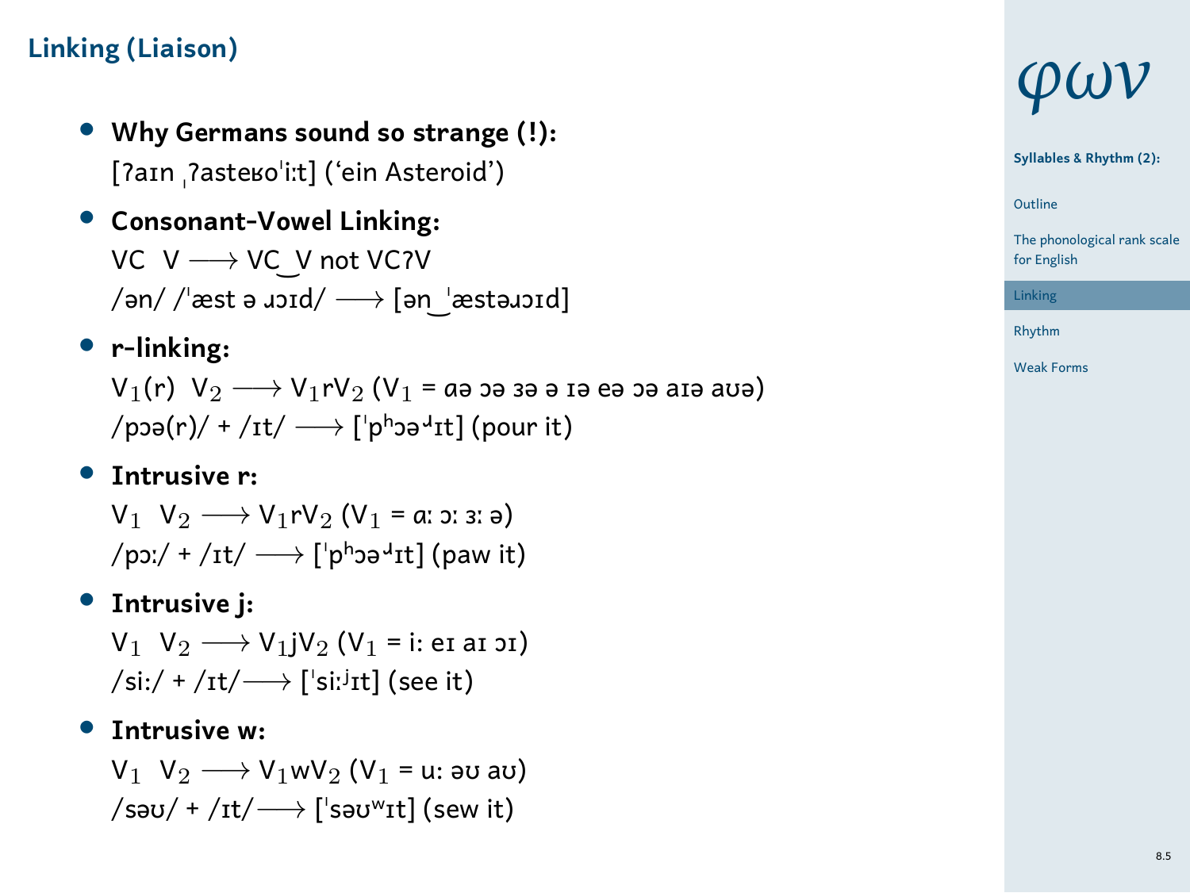## Linking (Liaison)

- **Why Germans sound so strange (!):**
  [ʔaɪn ˌʔasteʁoˈiːt] (‘ein Asteroid’)
- **Consonant-Vowel Linking:**
  VC V ⟶ VC‿V not VCʔV
  /ən/ /ˈæst ə ɹɔɪd/ ⟶ [ən‿ˈæstəɹɔɪd]
- **r-linking:**
  $V_1$(r) $V_2$ ⟶ $V_1$r$V_2$ ($V_1$ = ɑə ɔə ɜə ə ɪə eə ɔə aɪə aʊə)
  /pɔə(r)/ + /ɪt/ ⟶ [ˈpʰɔəʴɪt] (pour it)
- **Intrusive r:**
  $V_1$ $V_2$ ⟶ $V_1$r$V_2$ ($V_1$ = ɑː ɔː ɜː ə)
  /pɔː/ + /ɪt/ ⟶ [ˈpʰɔəʴɪt] (paw it)
- **Intrusive j:**
  $V_1$ $V_2$ ⟶ $V_1$j$V_2$ ($V_1$ = iː eɪ aɪ ɔɪ)
  /siː/ + /ɪt/⟶ [ˈsiːʲɪt] (see it)
- **Intrusive w:**
  $V_1$ $V_2$ ⟶ $V_1$w$V_2$ ($V_1$ = uː əʊ aʊ)
  /səʊ/ + /ɪt/⟶ [ˈsəʊʷɪt] (sew it)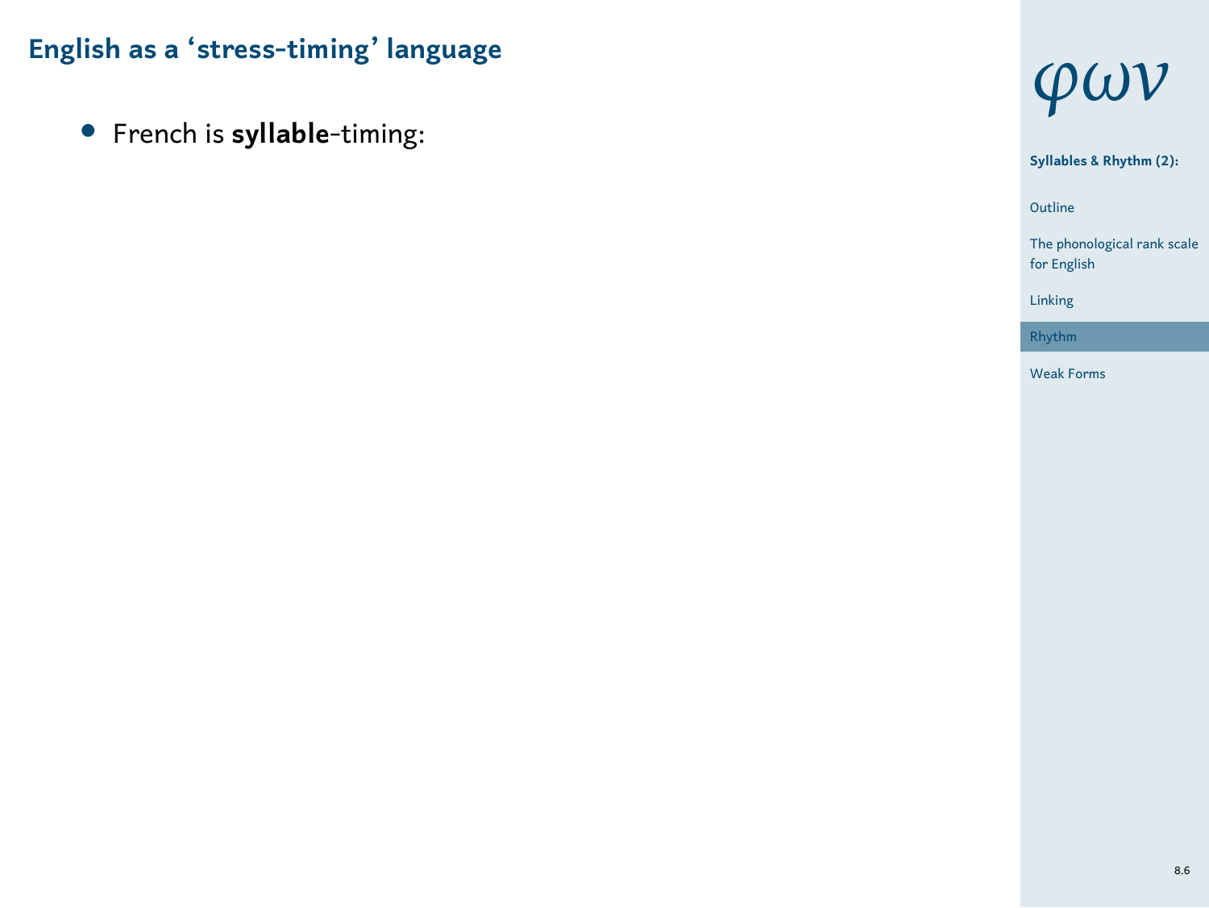## English as a ‘stress-timing’ language

- French is **syllable**-timing: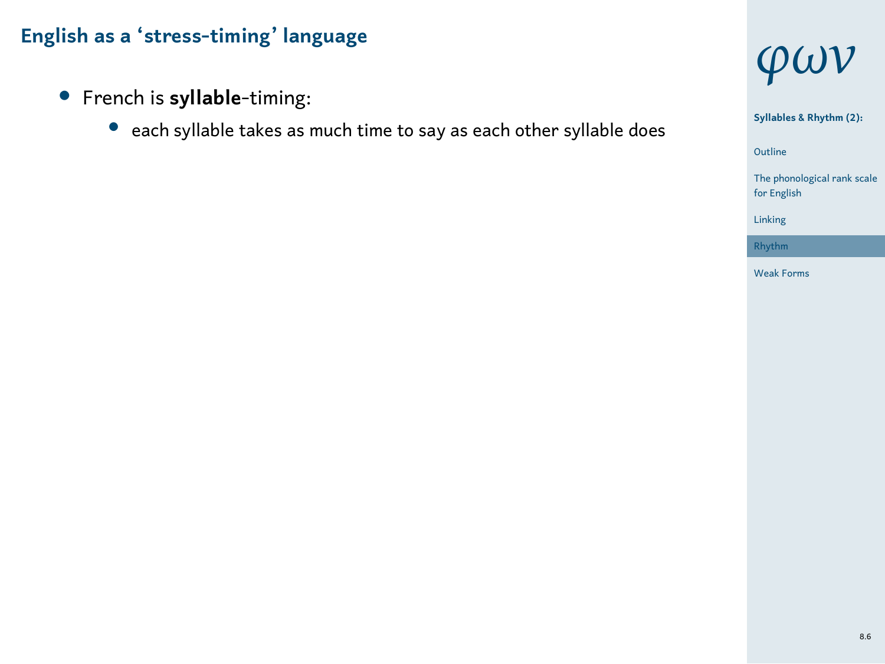## English as a ‘stress-timing’ language

- French is **syllable**-timing:
  - each syllable takes as much time to say as each other syllable does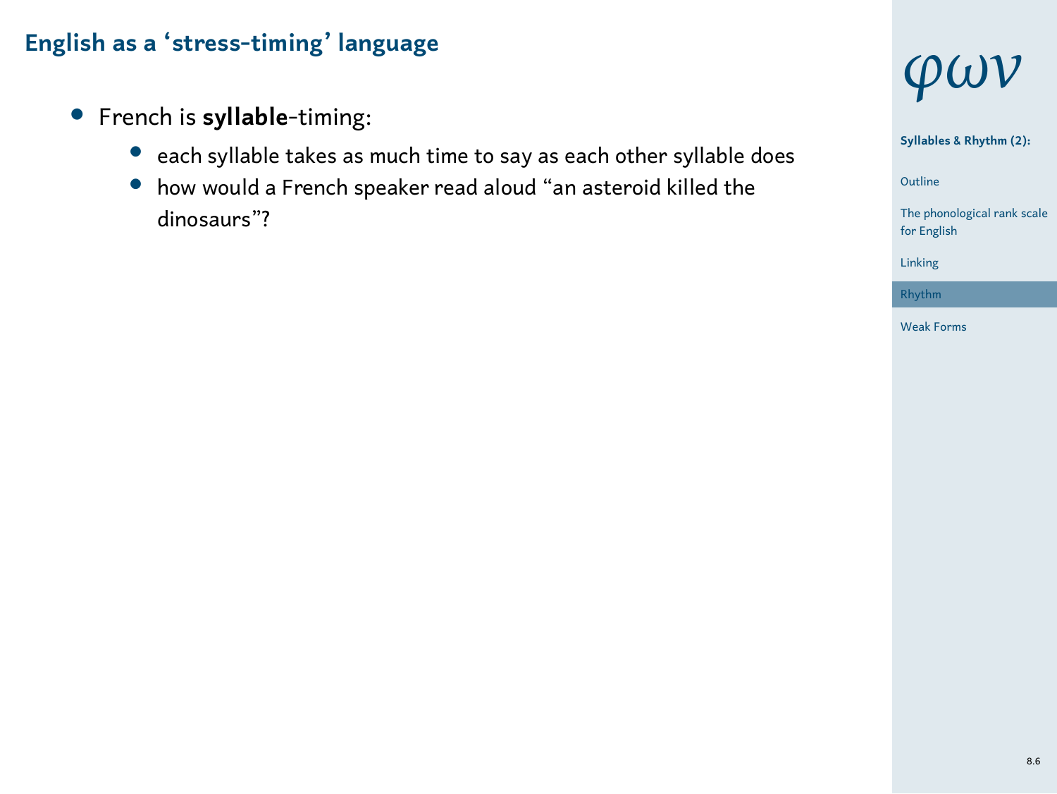## English as a ‘stress-timing’ language

- French is **syllable**-timing:
  - each syllable takes as much time to say as each other syllable does
  - how would a French speaker read aloud “an asteroid killed the dinosaurs”?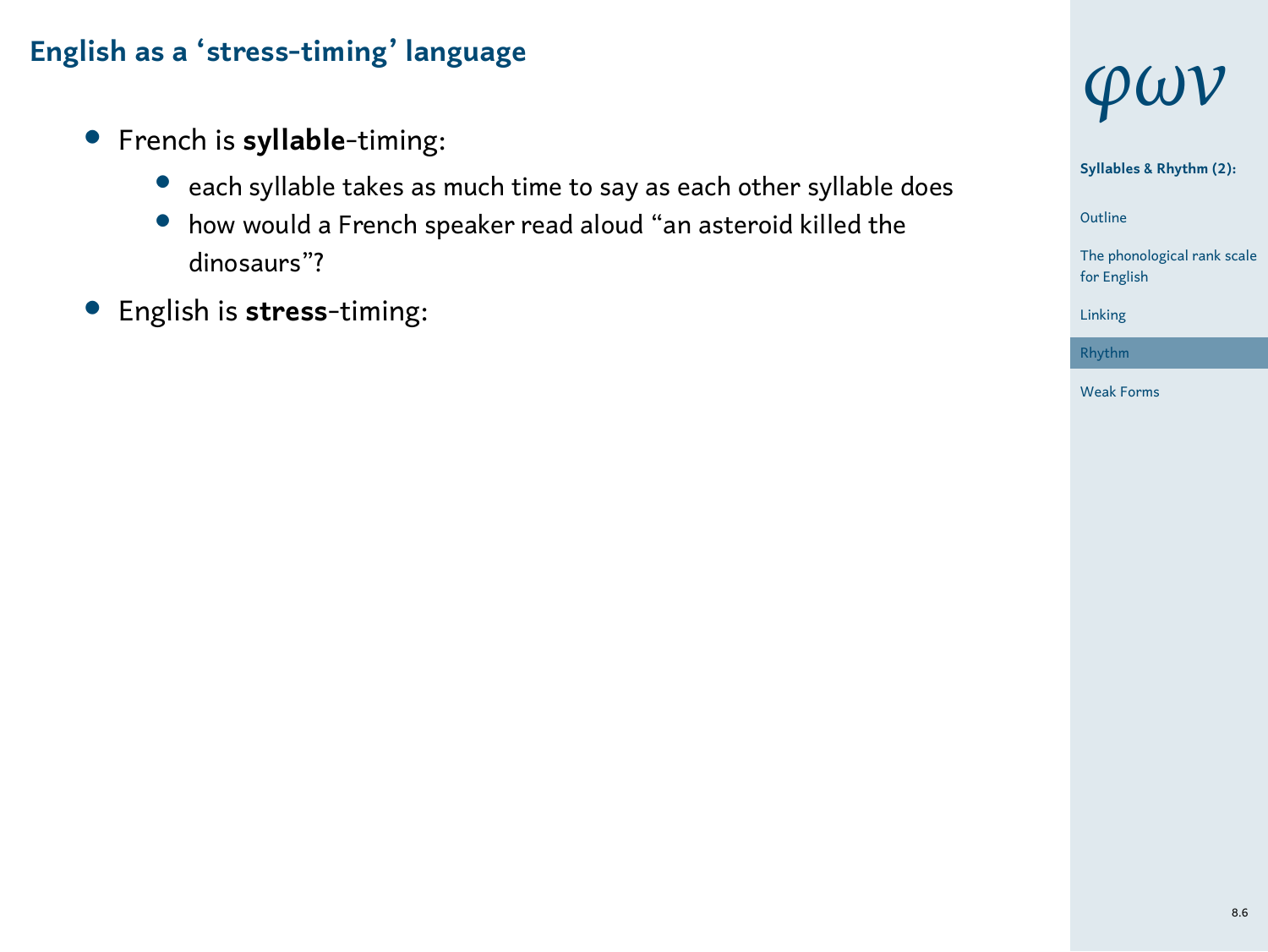## English as a ‘stress-timing’ language

- French is **syllable**-timing:
  - each syllable takes as much time to say as each other syllable does
  - how would a French speaker read aloud “an asteroid killed the dinosaurs”?
- English is **stress**-timing: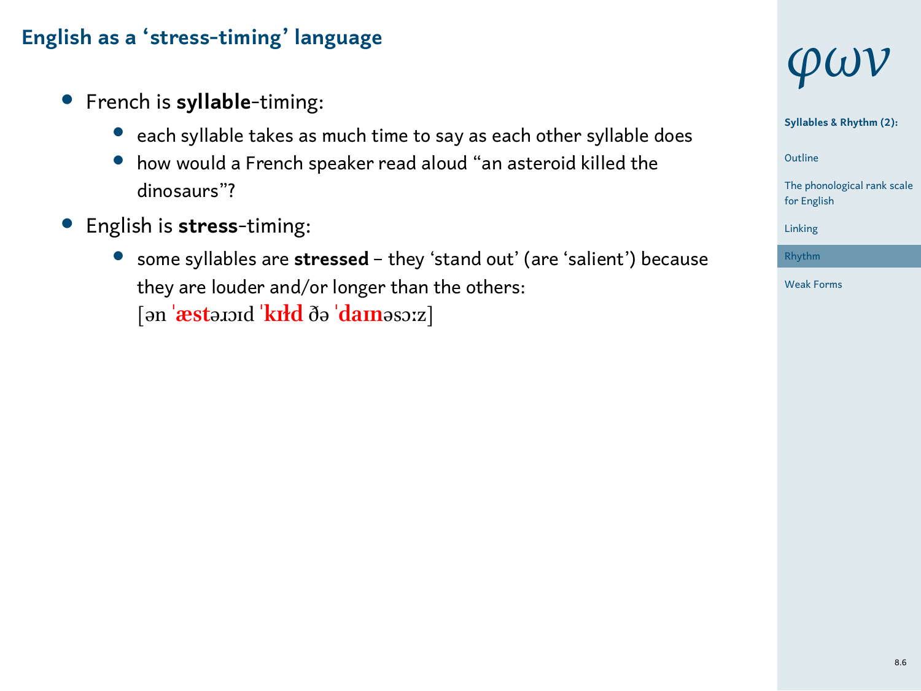## English as a ‘stress-timing’ language

- French is **syllable**-timing:
  - each syllable takes as much time to say as each other syllable does
  - how would a French speaker read aloud “an asteroid killed the dinosaurs”?
- English is **stress**-timing:
  - some syllables are **stressed** – they ‘stand out’ (are ‘salient’) because they are louder and/or longer than the others:
    [ən ˈ**æst**əɹɔɪd ˈ**kɪɫd** ðə ˈ**daɪn**əsɔːz]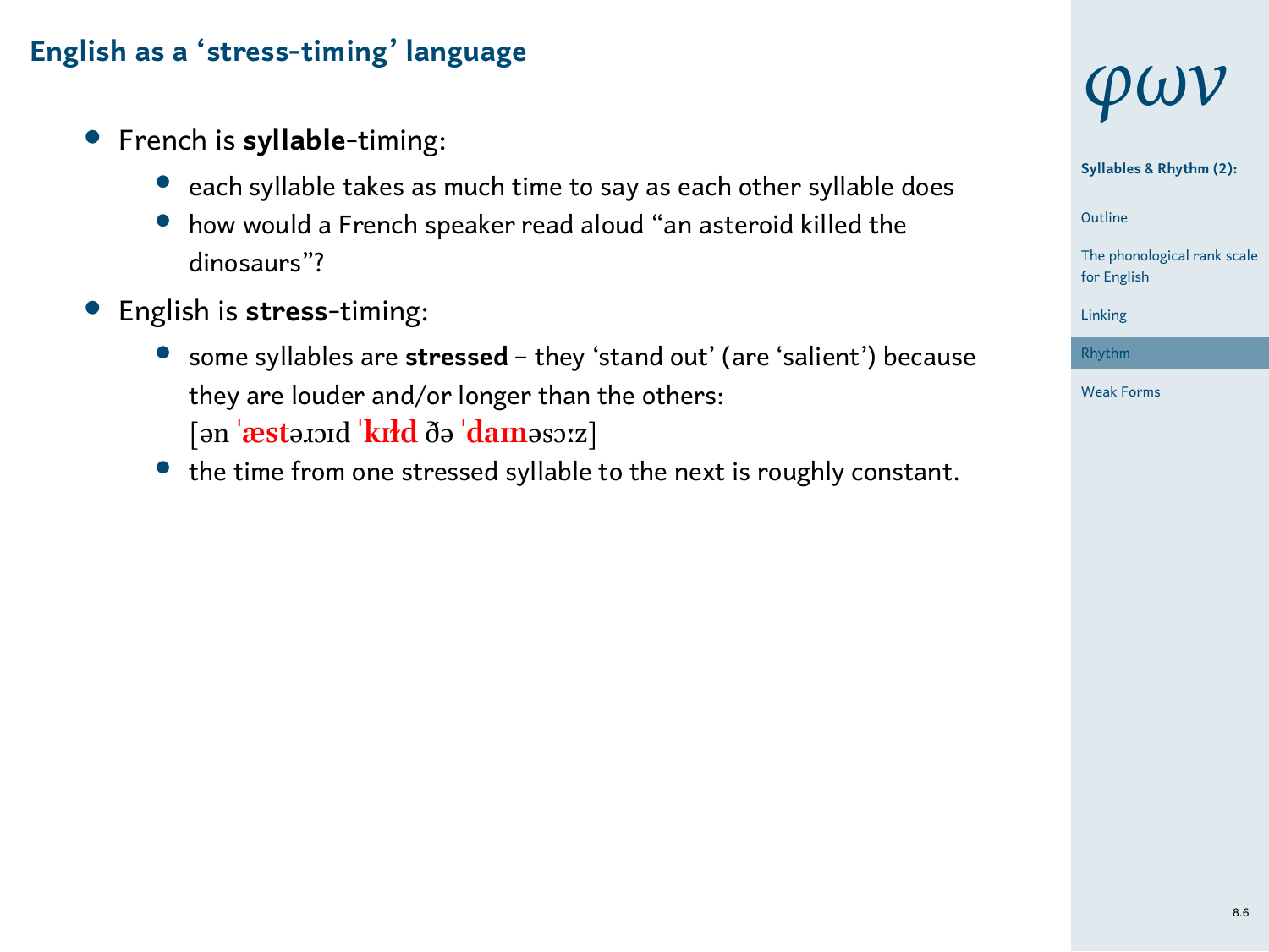## English as a ‘stress-timing’ language

- French is **syllable**-timing:
  - each syllable takes as much time to say as each other syllable does
  - how would a French speaker read aloud “an asteroid killed the dinosaurs”?
- English is **stress**-timing:
  - some syllables are **stressed** – they ‘stand out’ (are ‘salient’) because they are louder and/or longer than the others: [ən ˈ**æst**əɹɔɪd ˈ**kɪɫd** ðə ˈ**daɪn**əsɔːz]
  - the time from one stressed syllable to the next is roughly constant.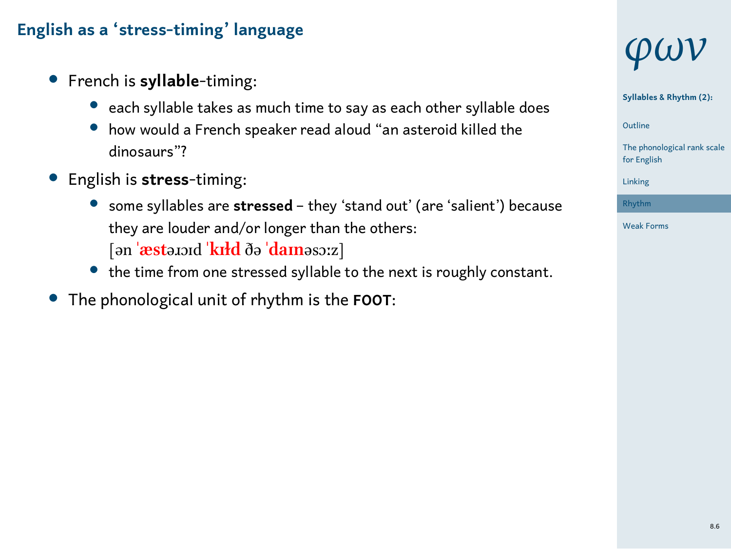## English as a 'stress-timing' language

- French is **syllable**-timing:
  - each syllable takes as much time to say as each other syllable does
  - how would a French speaker read aloud "an asteroid killed the dinosaurs"?
- English is **stress**-timing:
  - some syllables are **stressed** – they 'stand out' (are 'salient') because they are louder and/or longer than the others: [ən ˈ**æst**əɹɔɪd ˈ**kɪɫd** ðə ˈ**daɪn**əsɔːz]
  - the time from one stressed syllable to the next is roughly constant.
- The phonological unit of rhythm is the **FOOT**: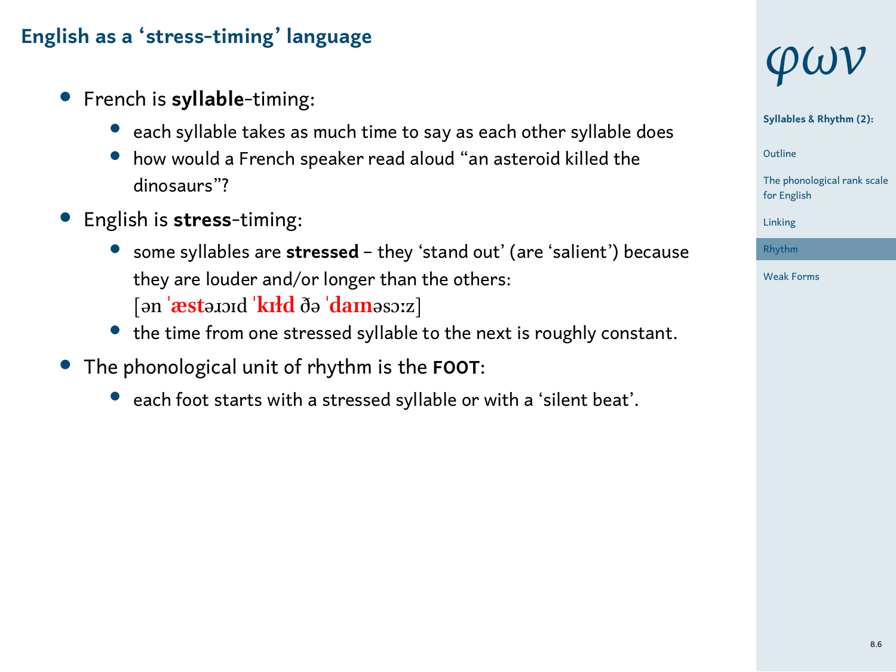## English as a ‘stress-timing’ language

- French is **syllable**-timing:
  - each syllable takes as much time to say as each other syllable does
  - how would a French speaker read aloud “an asteroid killed the dinosaurs”?
- English is **stress**-timing:
  - some syllables are **stressed** – they ‘stand out’ (are ‘salient’) because they are louder and/or longer than the others: [ən ˈ**æst**əɹɔɪd ˈ**kɪɫd** ðə ˈ**daɪn**əsɔːz]
  - the time from one stressed syllable to the next is roughly constant.
- The phonological unit of rhythm is the **FOOT**:
  - each foot starts with a stressed syllable or with a ‘silent beat’.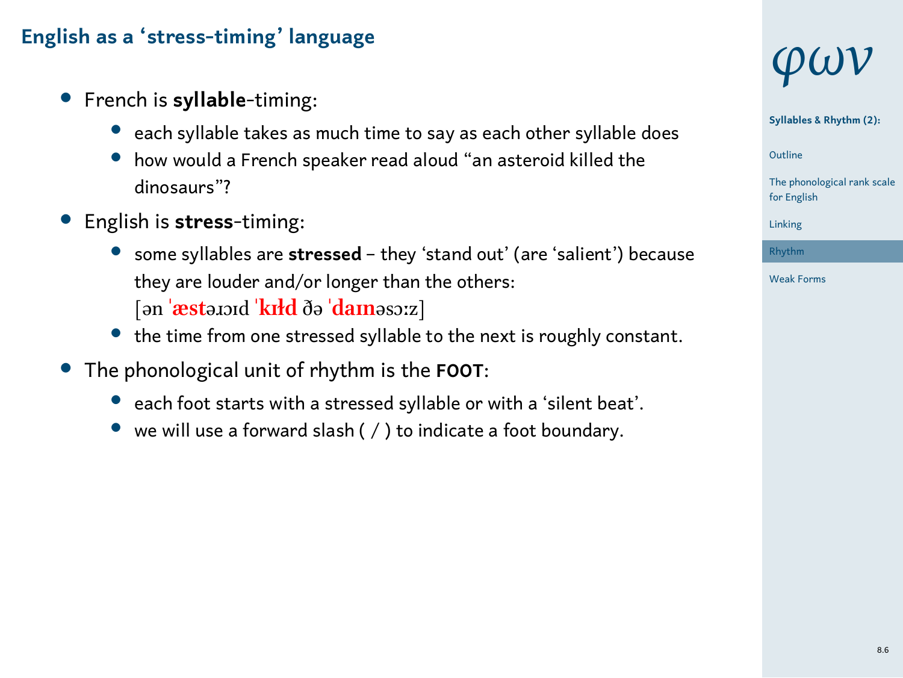## English as a 'stress-timing' language

- French is **syllable**-timing:
  - each syllable takes as much time to say as each other syllable does
  - how would a French speaker read aloud "an asteroid killed the dinosaurs"?
- English is **stress**-timing:
  - some syllables are **stressed** – they 'stand out' (are 'salient') because they are louder and/or longer than the others:
    [ən ˈ**æst**əɹɔɪd ˈ**kɪɫd** ðə ˈ**daɪn**əsɔːz]
  - the time from one stressed syllable to the next is roughly constant.
- The phonological unit of rhythm is the **FOOT**:
  - each foot starts with a stressed syllable or with a 'silent beat'.
  - we will use a forward slash ( / ) to indicate a foot boundary.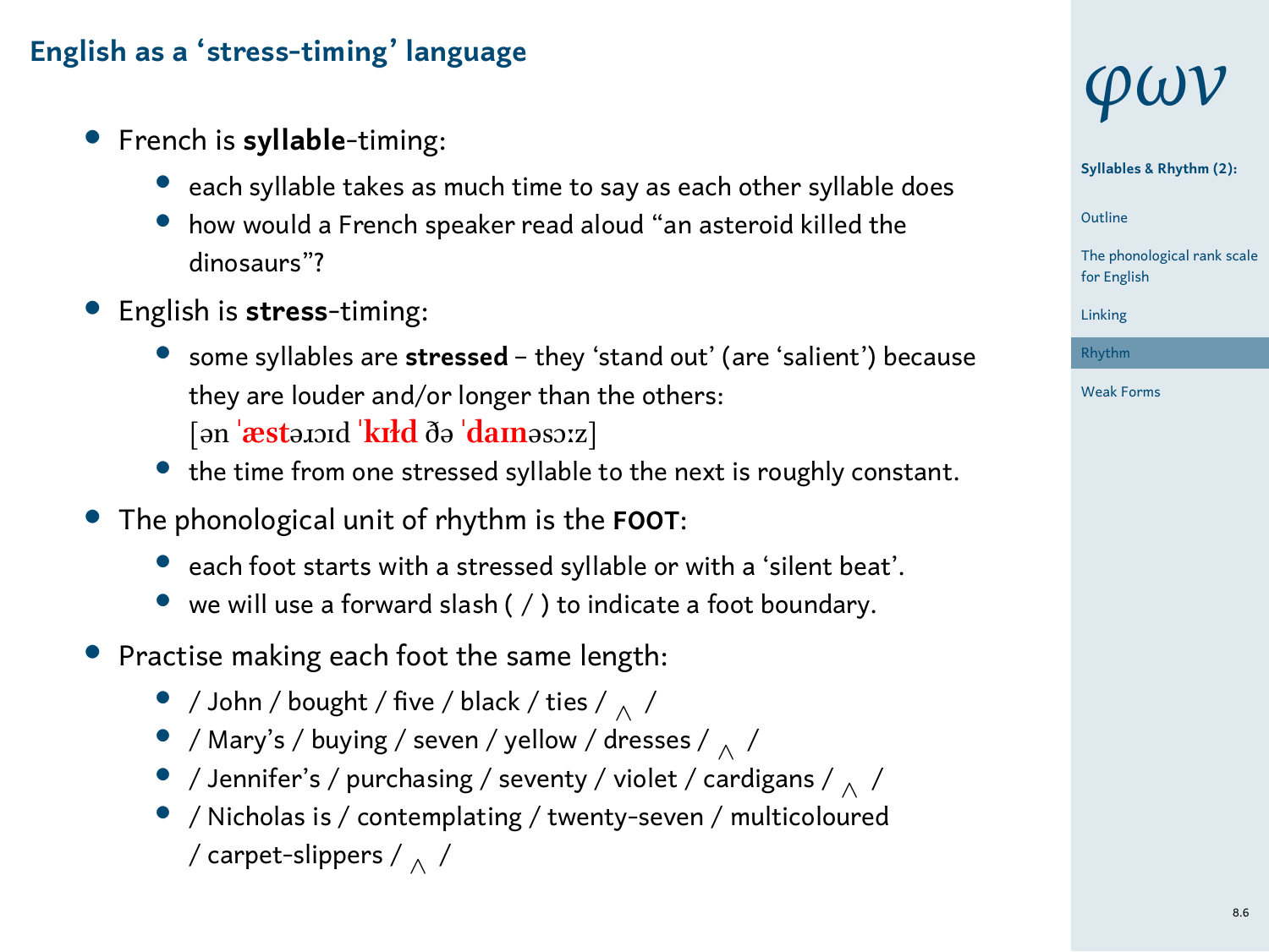## English as a 'stress-timing' language

- French is **syllable**-timing:
  - each syllable takes as much time to say as each other syllable does
  - how would a French speaker read aloud "an asteroid killed the dinosaurs"?
- English is **stress**-timing:
  - some syllables are **stressed** – they 'stand out' (are 'salient') because they are louder and/or longer than the others:
    [ən ˈ**æst**əɹɔɪd ˈ**kɪɫd** ðə ˈ**daɪn**əsɔːz]
  - the time from one stressed syllable to the next is roughly constant.
- The phonological unit of rhythm is the **FOOT**:
  - each foot starts with a stressed syllable or with a 'silent beat'.
  - we will use a forward slash ( / ) to indicate a foot boundary.
- Practise making each foot the same length:
  - / John / bought / five / black / ties / ‸ /
  - / Mary's / buying / seven / yellow / dresses / ‸ /
  - / Jennifer's / purchasing / seventy / violet / cardigans / ‸ /
  - / Nicholas is / contemplating / twenty-seven / multicoloured / carpet-slippers / ‸ /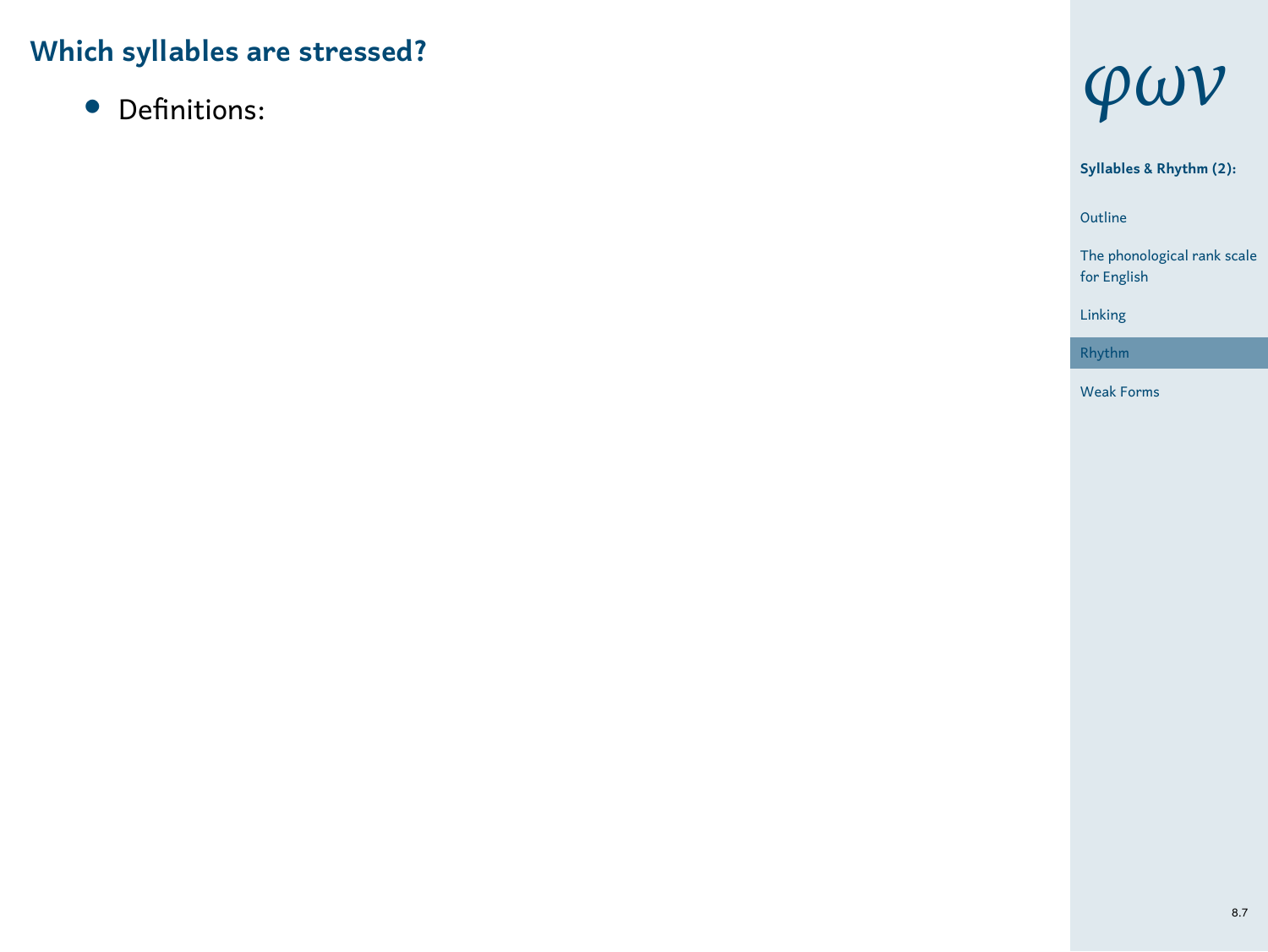## Which syllables are stressed?

- Definitions: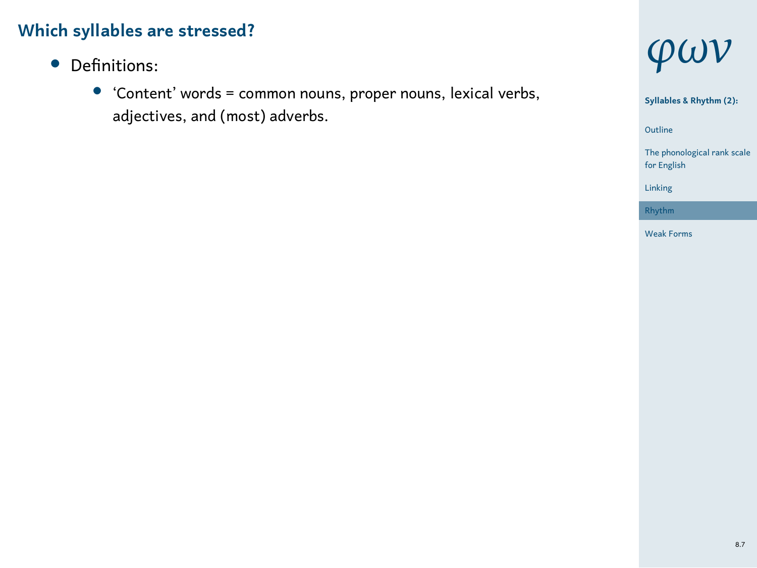## Which syllables are stressed?

- Definitions:
  - ‘Content’ words = common nouns, proper nouns, lexical verbs, adjectives, and (most) adverbs.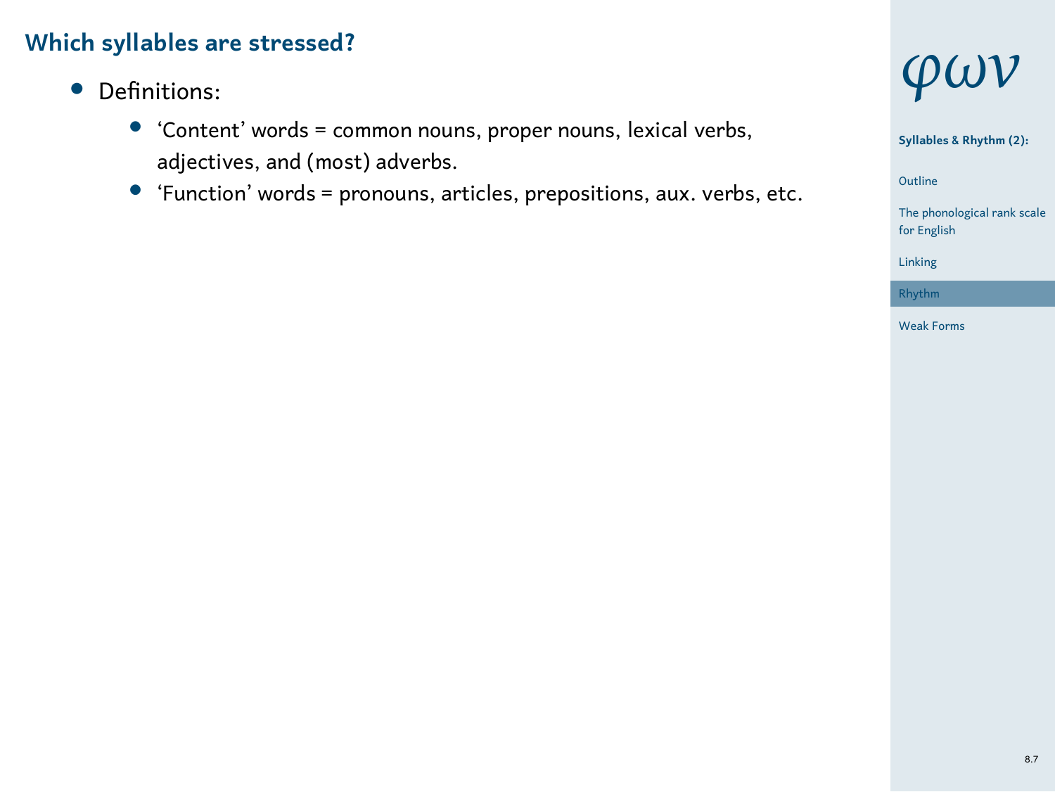## Which syllables are stressed?

- Definitions:
  - ‘Content’ words = common nouns, proper nouns, lexical verbs, adjectives, and (most) adverbs.
  - ‘Function’ words = pronouns, articles, prepositions, aux. verbs, etc.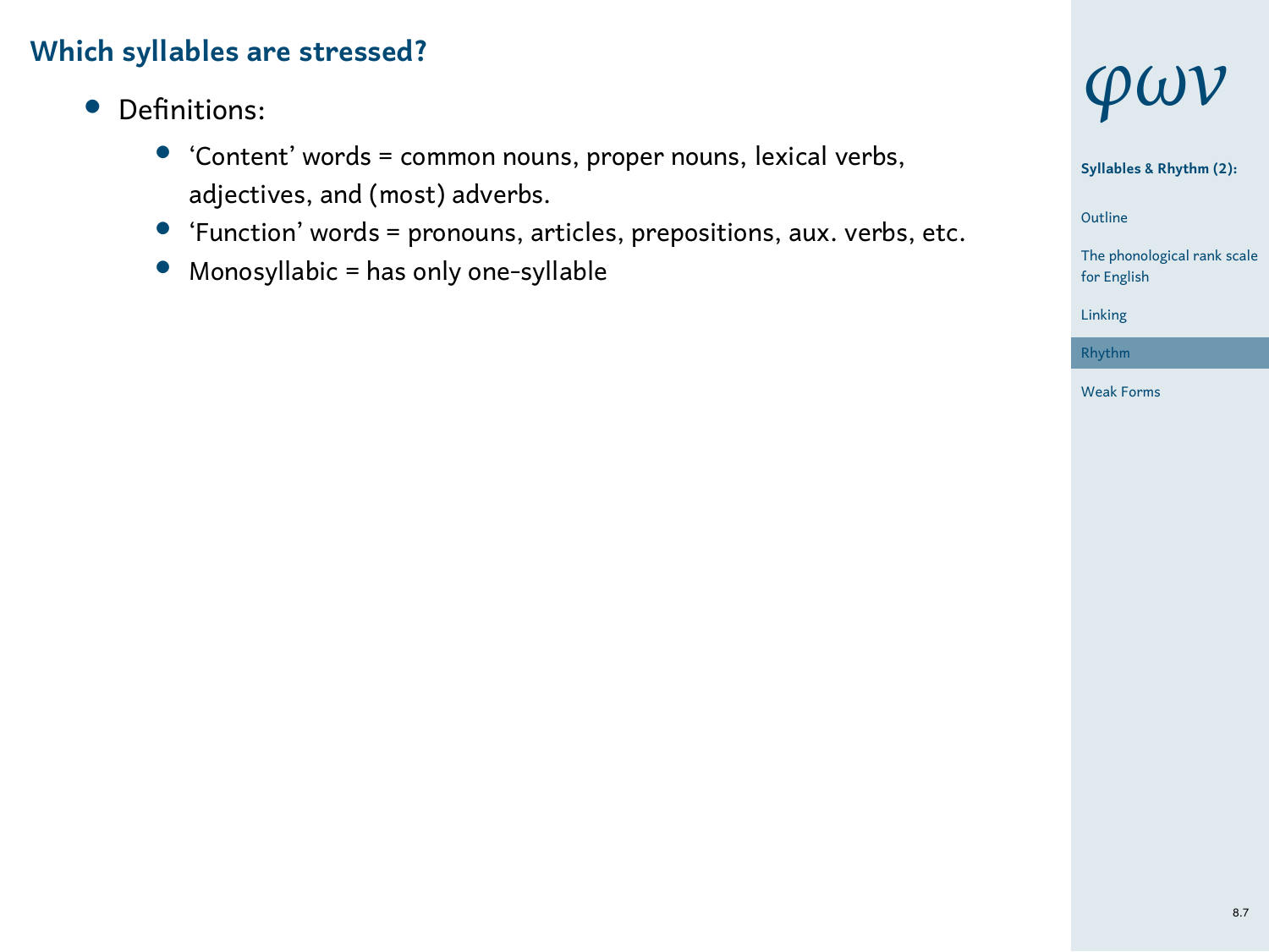## Which syllables are stressed?

- Definitions:
  - ‘Content’ words = common nouns, proper nouns, lexical verbs, adjectives, and (most) adverbs.
  - ‘Function’ words = pronouns, articles, prepositions, aux. verbs, etc.
  - Monosyllabic = has only one-syllable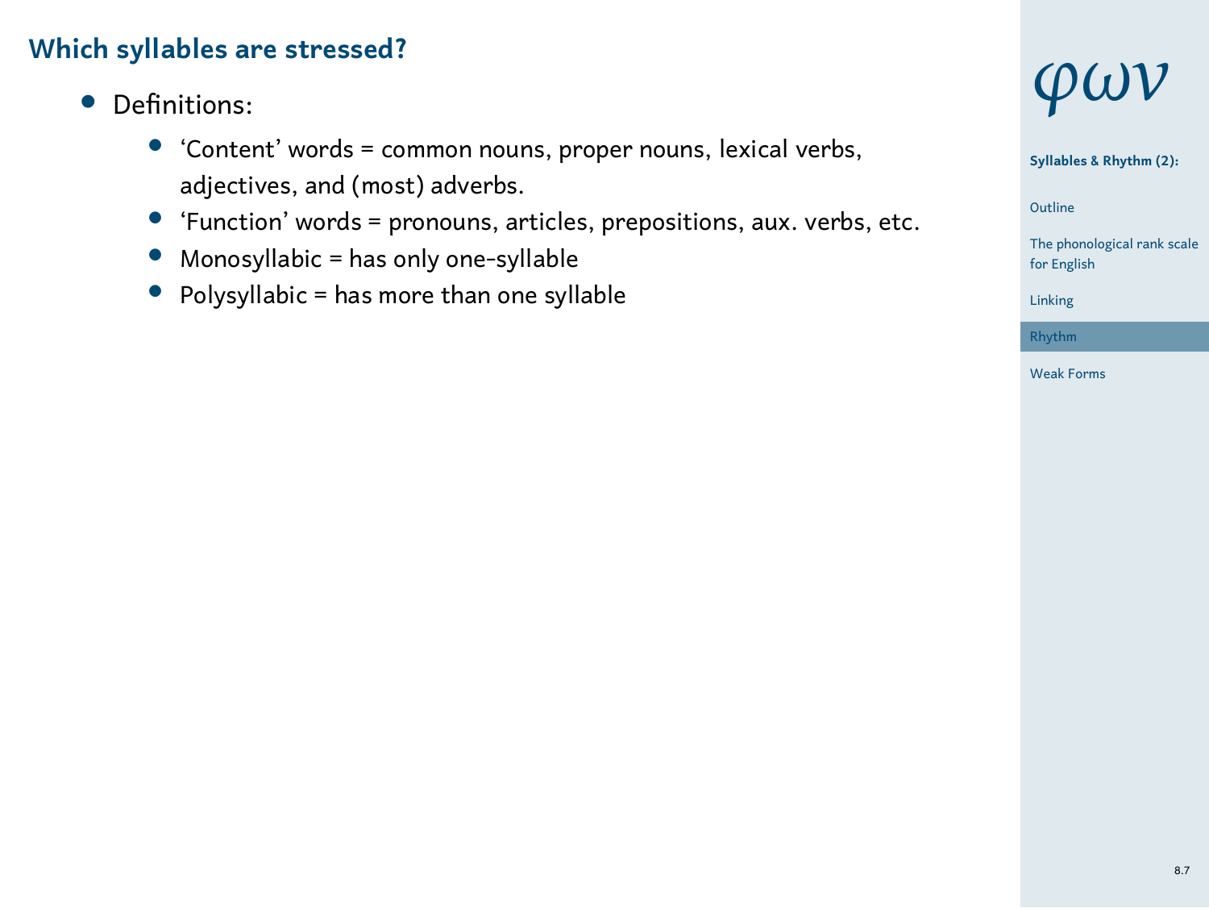## Which syllables are stressed?

- Definitions:
  - ‘Content’ words = common nouns, proper nouns, lexical verbs, adjectives, and (most) adverbs.
  - ‘Function’ words = pronouns, articles, prepositions, aux. verbs, etc.
  - Monosyllabic = has only one-syllable
  - Polysyllabic = has more than one syllable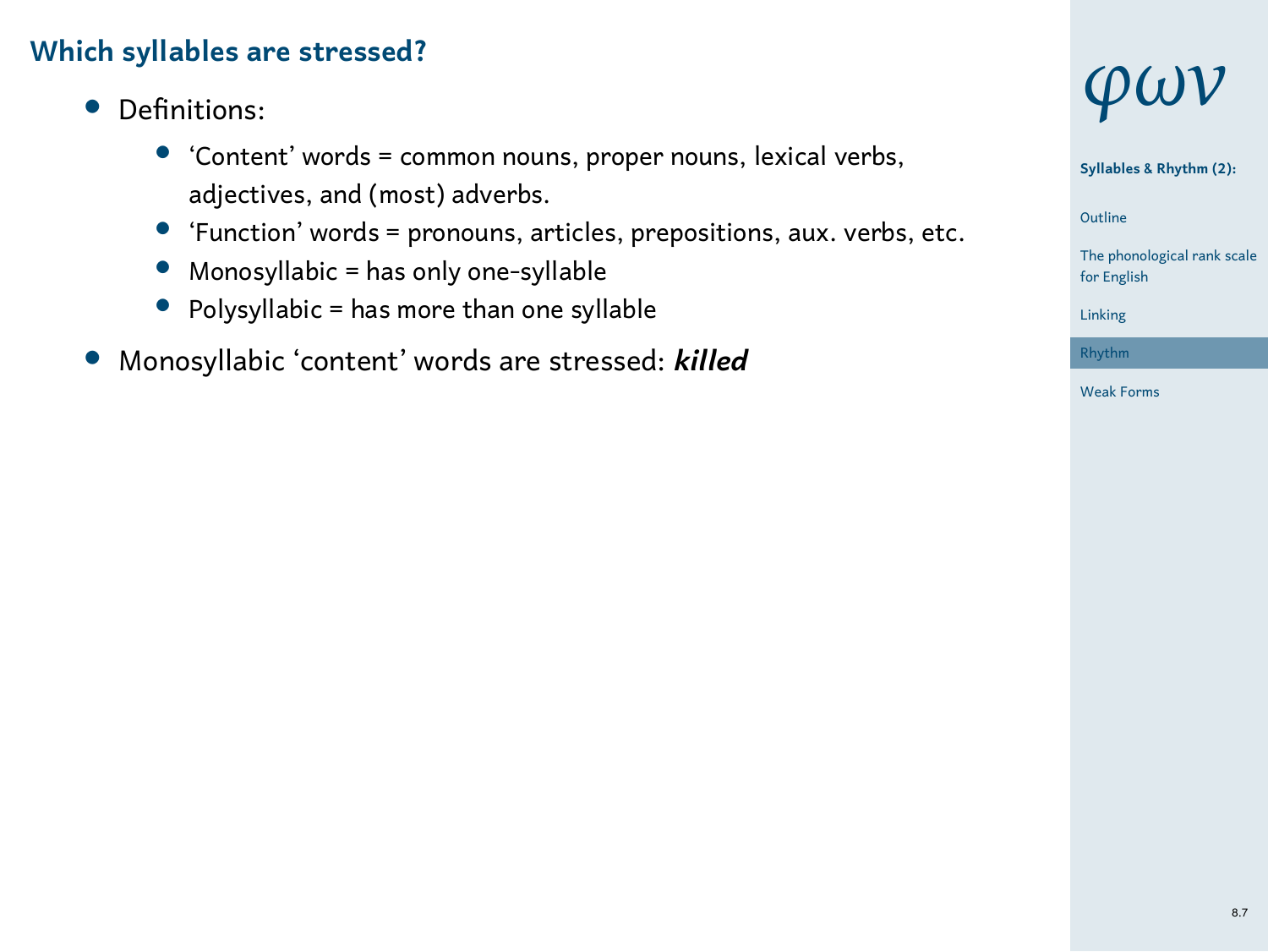## Which syllables are stressed?

- Definitions:
  - ‘Content’ words = common nouns, proper nouns, lexical verbs, adjectives, and (most) adverbs.
  - ‘Function’ words = pronouns, articles, prepositions, aux. verbs, etc.
  - Monosyllabic = has only one-syllable
  - Polysyllabic = has more than one syllable
- Monosyllabic ‘content’ words are stressed: ***killed***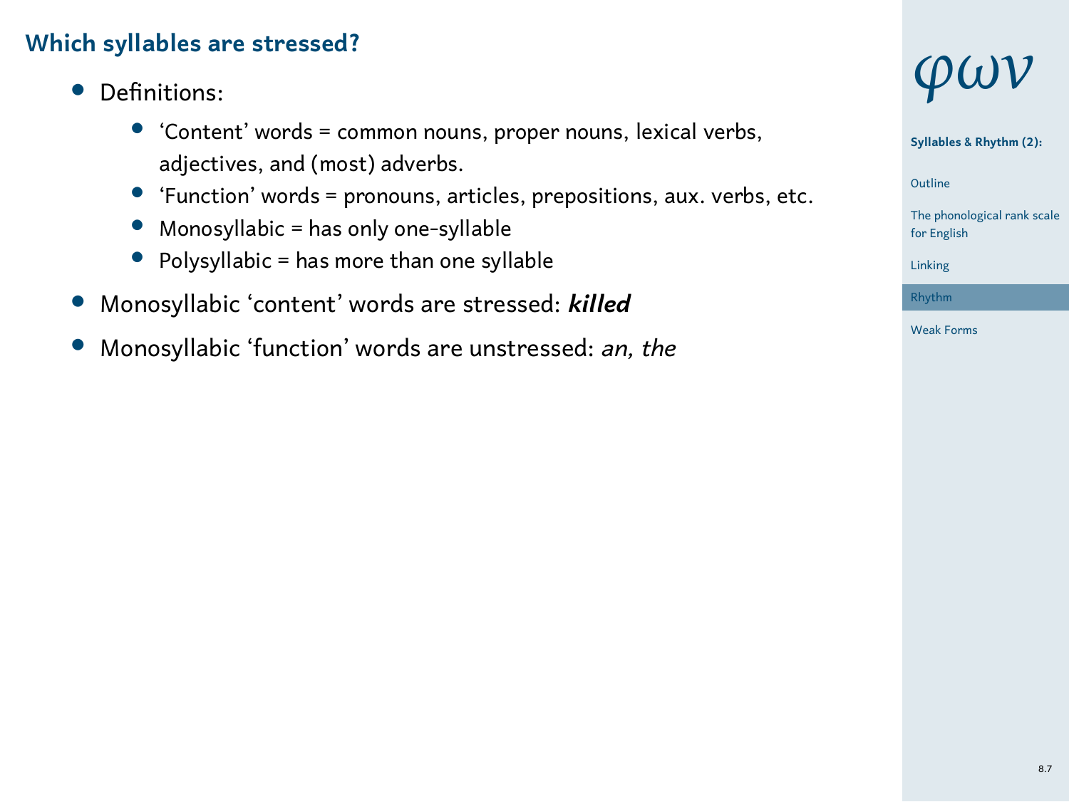## Which syllables are stressed?

- Definitions:
  - ‘Content’ words = common nouns, proper nouns, lexical verbs, adjectives, and (most) adverbs.
  - ‘Function’ words = pronouns, articles, prepositions, aux. verbs, etc.
  - Monosyllabic = has only one-syllable
  - Polysyllabic = has more than one syllable
- Monosyllabic ‘content’ words are stressed: ***killed***
- Monosyllabic ‘function’ words are unstressed: *an, the*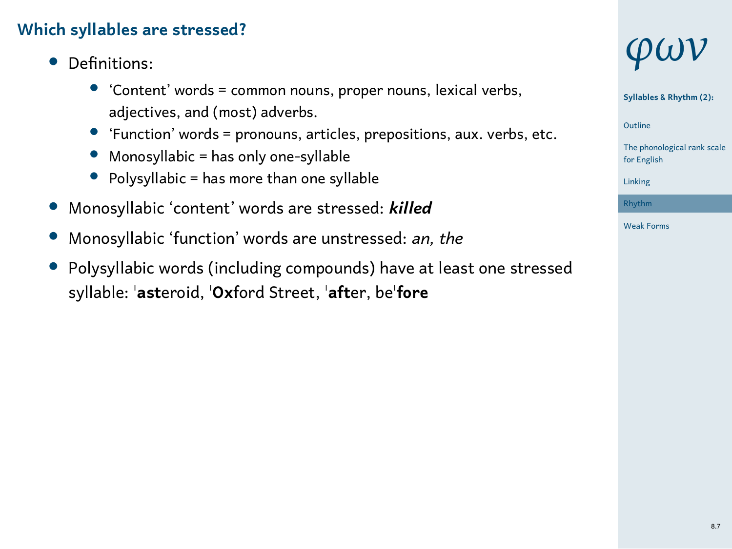## Which syllables are stressed?

- Definitions:
  - ‘Content’ words = common nouns, proper nouns, lexical verbs, adjectives, and (most) adverbs.
  - ‘Function’ words = pronouns, articles, prepositions, aux. verbs, etc.
  - Monosyllabic = has only one-syllable
  - Polysyllabic = has more than one syllable
- Monosyllabic ‘content’ words are stressed: ***killed***
- Monosyllabic ‘function’ words are unstressed: *an, the*
- Polysyllabic words (including compounds) have at least one stressed syllable: ˈ**ast**eroid, ˈ**Ox**ford Street, ˈ**aft**er, beˈ**fore**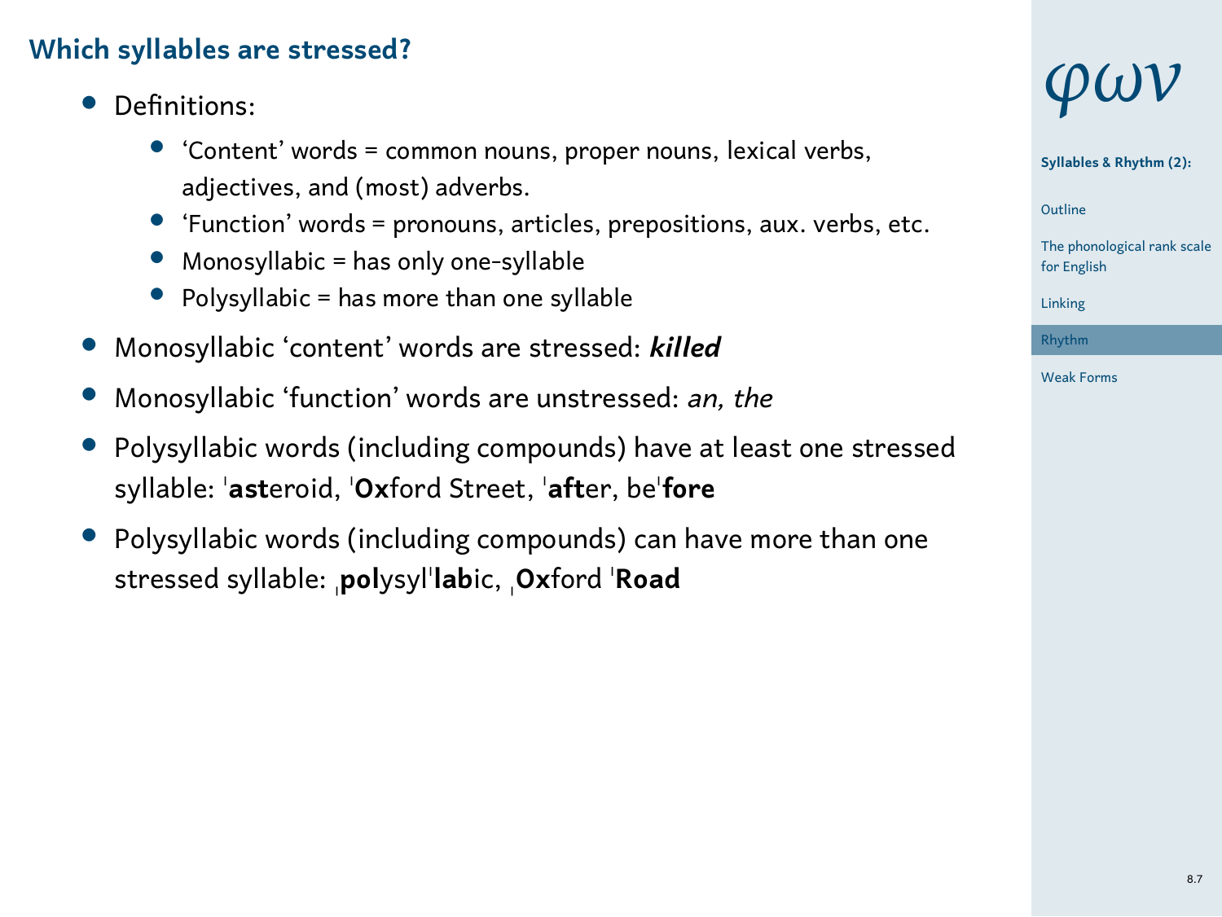## Which syllables are stressed?

- Definitions:
  - 'Content' words = common nouns, proper nouns, lexical verbs, adjectives, and (most) adverbs.
  - 'Function' words = pronouns, articles, prepositions, aux. verbs, etc.
  - Monosyllabic = has only one-syllable
  - Polysyllabic = has more than one syllable
- Monosyllabic 'content' words are stressed: ***killed***
- Monosyllabic 'function' words are unstressed: *an, the*
- Polysyllabic words (including compounds) have at least one stressed syllable: ˈ**ast**eroid, ˈ**Ox**ford Street, ˈ**aft**er, beˈ**fore**
- Polysyllabic words (including compounds) can have more than one stressed syllable: ˌ**pol**ysylˈ**lab**ic, ˌ**Ox**ford ˈ**Road**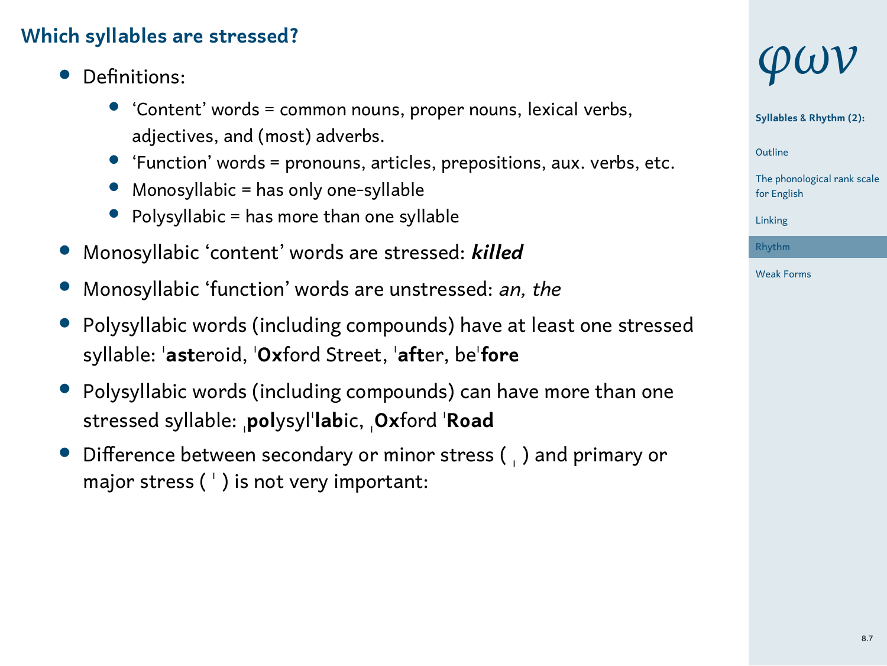## Which syllables are stressed?

- Definitions:
  - ‘Content’ words = common nouns, proper nouns, lexical verbs, adjectives, and (most) adverbs.
  - ‘Function’ words = pronouns, articles, prepositions, aux. verbs, etc.
  - Monosyllabic = has only one-syllable
  - Polysyllabic = has more than one syllable
- Monosyllabic ‘content’ words are stressed: ***killed***
- Monosyllabic ‘function’ words are unstressed: *an, the*
- Polysyllabic words (including compounds) have at least one stressed syllable: ˈ**ast**eroid, ˈ**Ox**ford Street, ˈ**aft**er, beˈ**fore**
- Polysyllabic words (including compounds) can have more than one stressed syllable: ˌ**pol**ysylˈ**lab**ic, ˌ**Ox**ford ˈ**Road**
- Difference between secondary or minor stress ( ˌ ) and primary or major stress ( ˈ ) is not very important: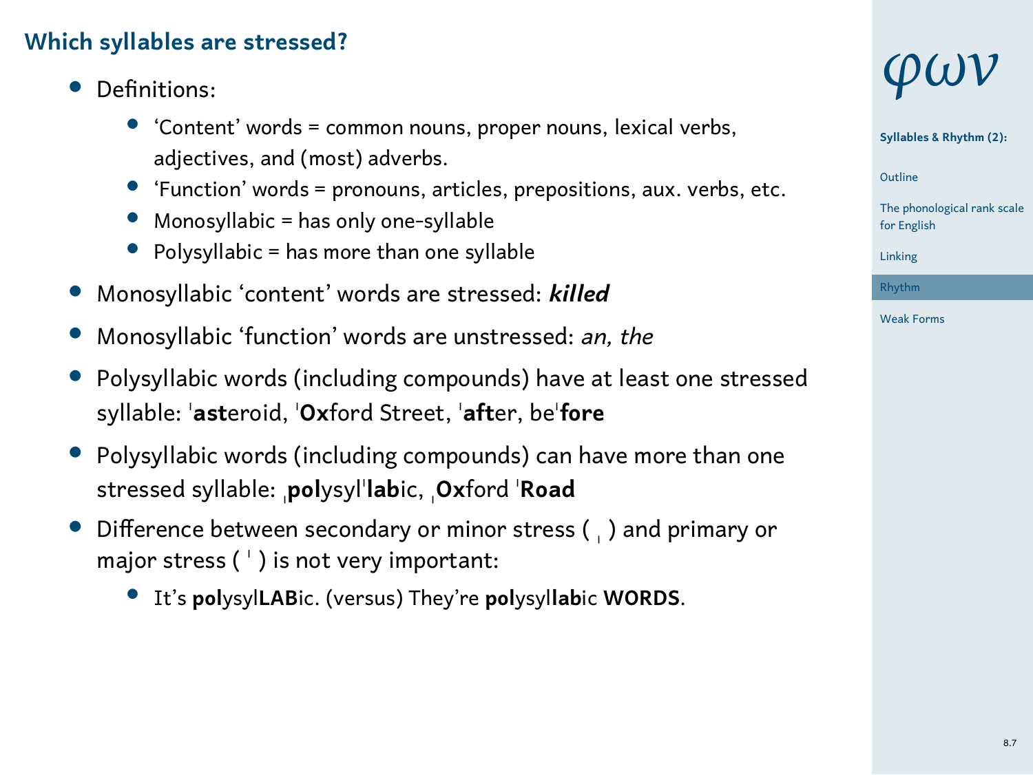## Which syllables are stressed?

- Definitions:
  - ‘Content’ words = common nouns, proper nouns, lexical verbs, adjectives, and (most) adverbs.
  - ‘Function’ words = pronouns, articles, prepositions, aux. verbs, etc.
  - Monosyllabic = has only one-syllable
  - Polysyllabic = has more than one syllable
- Monosyllabic ‘content’ words are stressed: ***killed***
- Monosyllabic ‘function’ words are unstressed: *an, the*
- Polysyllabic words (including compounds) have at least one stressed syllable: ˈ**ast**eroid, ˈ**Ox**ford Street, ˈ**aft**er, beˈ**fore**
- Polysyllabic words (including compounds) can have more than one stressed syllable: ˌ**pol**ysylˈ**lab**ic, ˌ**Ox**ford ˈ**Road**
- Difference between secondary or minor stress ( ˌ ) and primary or major stress ( ˈ ) is not very important:
  - It’s **pol**ysyl**LAB**ic. (versus) They’re **pol**ysyl**lab**ic **WORDS**.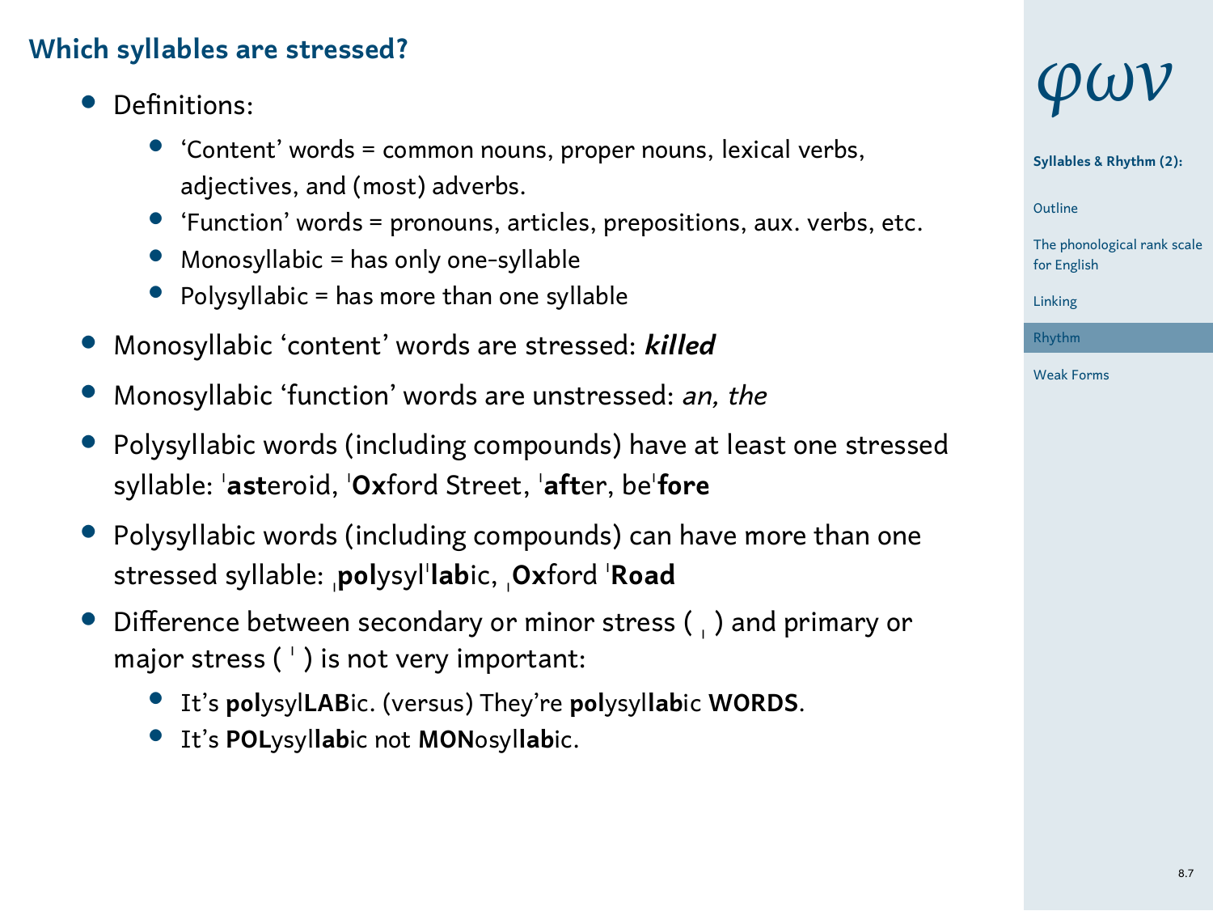## Which syllables are stressed?

- Definitions:
  - ‘Content’ words = common nouns, proper nouns, lexical verbs, adjectives, and (most) adverbs.
  - ‘Function’ words = pronouns, articles, prepositions, aux. verbs, etc.
  - Monosyllabic = has only one-syllable
  - Polysyllabic = has more than one syllable
- Monosyllabic ‘content’ words are stressed: ***killed***
- Monosyllabic ‘function’ words are unstressed: *an, the*
- Polysyllabic words (including compounds) have at least one stressed syllable: ˈ**ast**eroid, ˈ**Ox**ford Street, ˈ**aft**er, beˈ**fore**
- Polysyllabic words (including compounds) can have more than one stressed syllable: ˌ**pol**ysylˈ**lab**ic, ˌ**Ox**ford ˈ**Road**
- Difference between secondary or minor stress ( ˌ ) and primary or major stress ( ˈ ) is not very important:
  - It’s **pol**ysyl**LAB**ic. (versus) They’re **pol**ysyl**lab**ic **WORDS**.
  - It’s **POL**ysyl**lab**ic not **MON**osyl**lab**ic.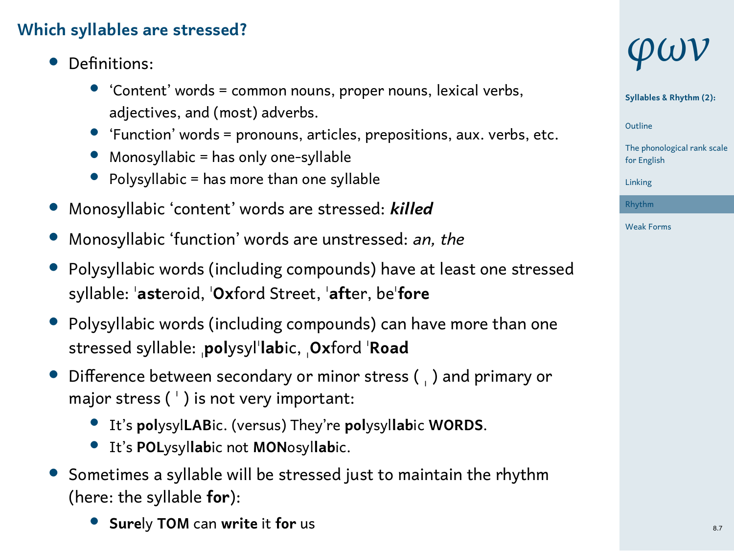## Which syllables are stressed?

- Definitions:
  - 'Content' words = common nouns, proper nouns, lexical verbs, adjectives, and (most) adverbs.
  - 'Function' words = pronouns, articles, prepositions, aux. verbs, etc.
  - Monosyllabic = has only one-syllable
  - Polysyllabic = has more than one syllable
- Monosyllabic 'content' words are stressed: ***killed***
- Monosyllabic 'function' words are unstressed: *an, the*
- Polysyllabic words (including compounds) have at least one stressed syllable: ˈ**ast**eroid, ˈ**Ox**ford Street, ˈ**aft**er, beˈ**fore**
- Polysyllabic words (including compounds) can have more than one stressed syllable: ˌ**pol**ysylˈ**lab**ic, ˌ**Ox**ford ˈ**Road**
- Difference between secondary or minor stress ( ˌ ) and primary or major stress ( ˈ ) is not very important:
  - It's **pol**ysyl**LAB**ic. (versus) They're **pol**ysyl**lab**ic **WORDS**.
  - It's **POL**ysyl**lab**ic not **MON**osyl**lab**ic.
- Sometimes a syllable will be stressed just to maintain the rhythm (here: the syllable **for**):
  - **Sure**ly **TOM** can **write** it **for** us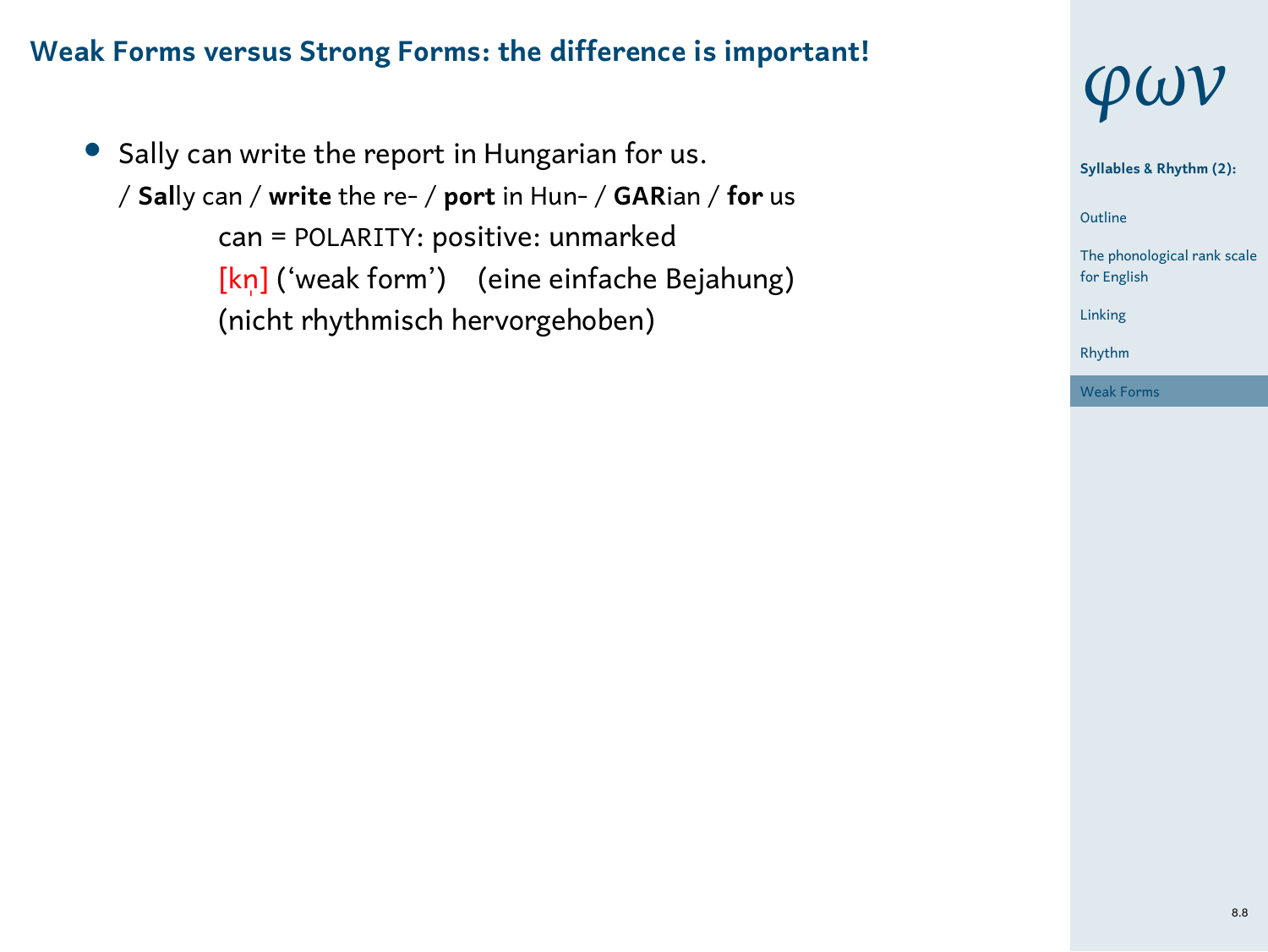## Weak Forms versus Strong Forms: the difference is important!

- Sally can write the report in Hungarian for us.
  / **Sal**ly can / **write** the re- / **port** in Hun- / **GAR**ian / **for** us
  
  can = POLARITY: positive: unmarked
  
  [kn̩] (‘weak form’)    (eine einfache Bejahung)
  
  (nicht rhythmisch hervorgehoben)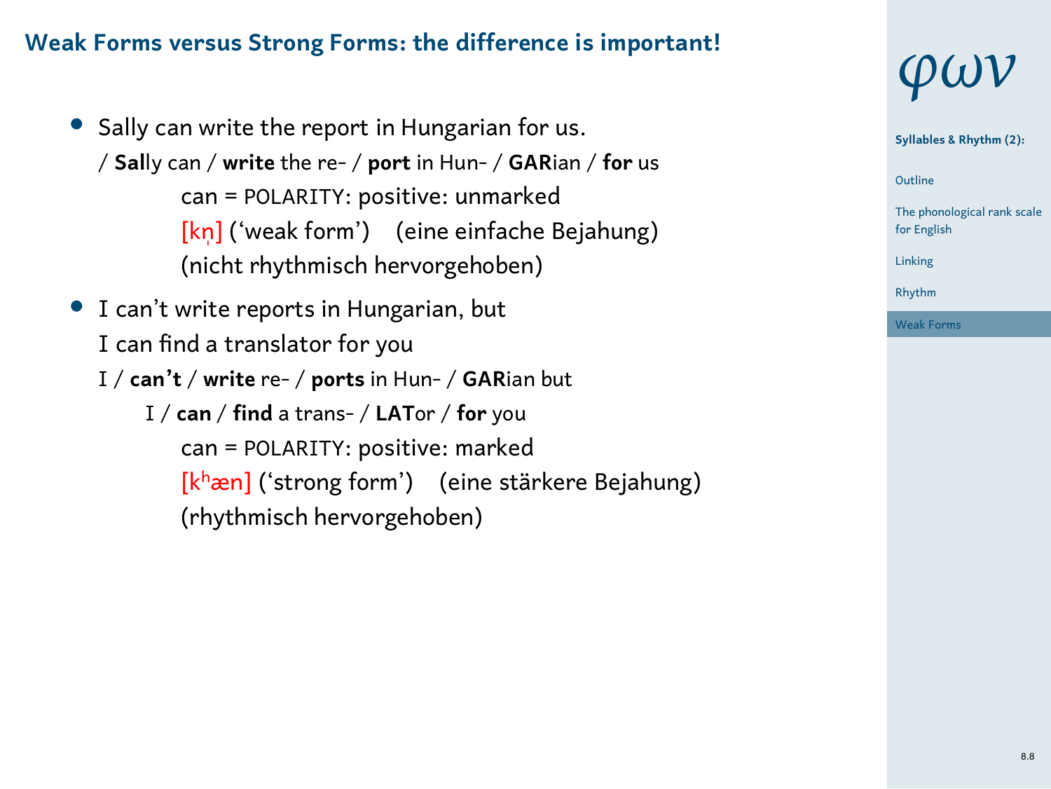## Weak Forms versus Strong Forms: the difference is important!

- Sally can write the report in Hungarian for us.
  / **Sal**ly can / **write** the re- / **port** in Hun- / **GAR**ian / **for** us
  - can = POLARITY: positive: unmarked
  - [kn̩] (‘weak form’) (eine einfache Bejahung)
  - (nicht rhythmisch hervorgehoben)
- I can’t write reports in Hungarian, but
  I can find a translator for you
  I / **can’t** / **write** re- / **ports** in Hun- / **GAR**ian but
  I / **can** / **find** a trans- / **LAT**or / **for** you
  - can = POLARITY: positive: marked
  - [kʰæn] (‘strong form’) (eine stärkere Bejahung)
  - (rhythmisch hervorgehoben)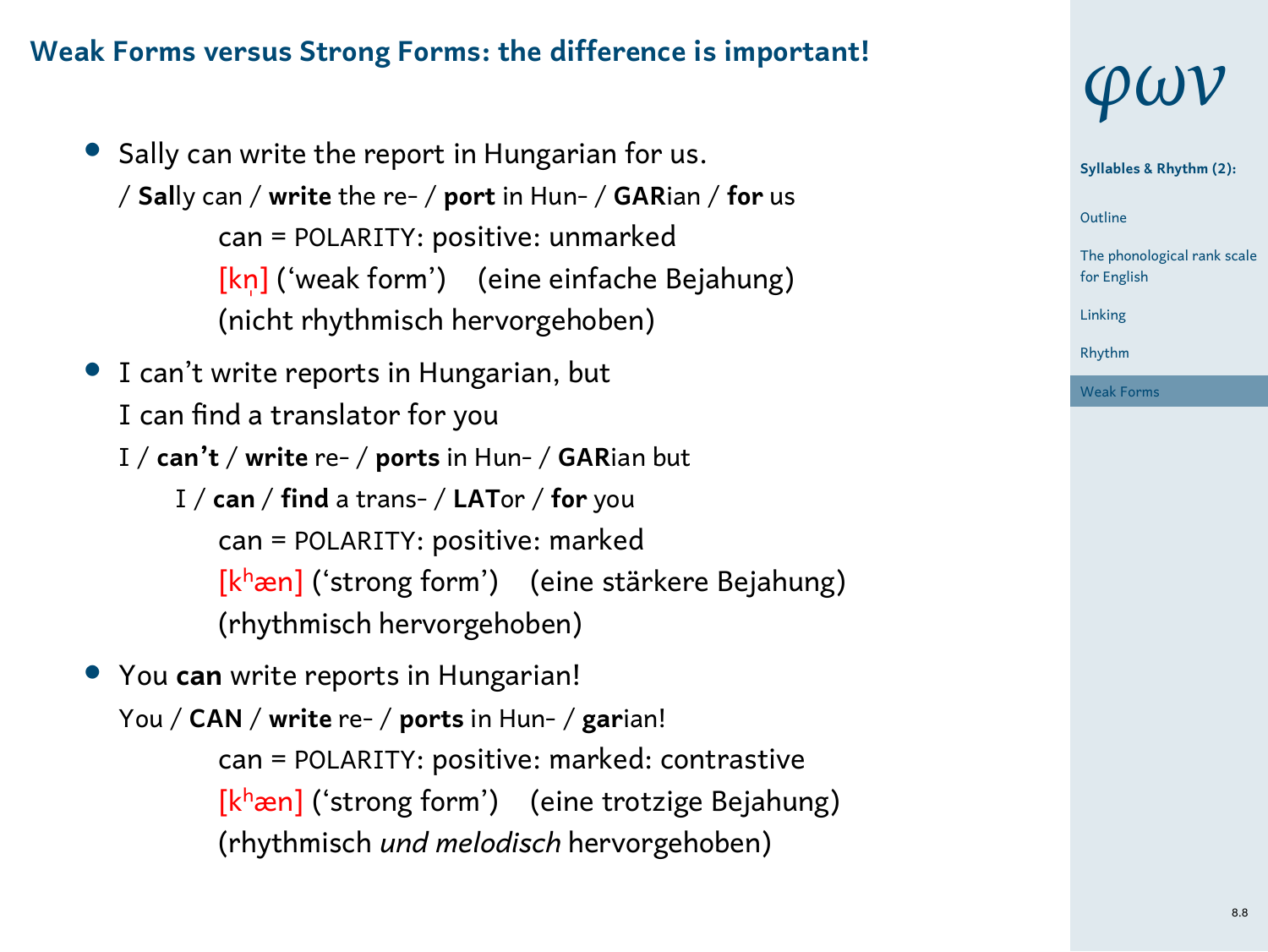## Weak Forms versus Strong Forms: the difference is important!

- Sally can write the report in Hungarian for us.
  / **Sal**ly can / **write** the re- / **port** in Hun- / **GAR**ian / **for** us
  can = POLARITY: positive: unmarked
  [kn̩] ('weak form') (eine einfache Bejahung)
  (nicht rhythmisch hervorgehoben)
- I can't write reports in Hungarian, but
  I can find a translator for you
  I / **can't** / **write** re- / **ports** in Hun- / **GAR**ian but
  I / **can** / **find** a trans- / **LAT**or / **for** you
  can = POLARITY: positive: marked
  [kʰæn] ('strong form') (eine stärkere Bejahung)
  (rhythmisch hervorgehoben)
- You **can** write reports in Hungarian!
  You / **CAN** / **write** re- / **ports** in Hun- / **gar**ian!
  can = POLARITY: positive: marked: contrastive
  [kʰæn] ('strong form') (eine trotzige Bejahung)
  (rhythmisch *und melodisch* hervorgehoben)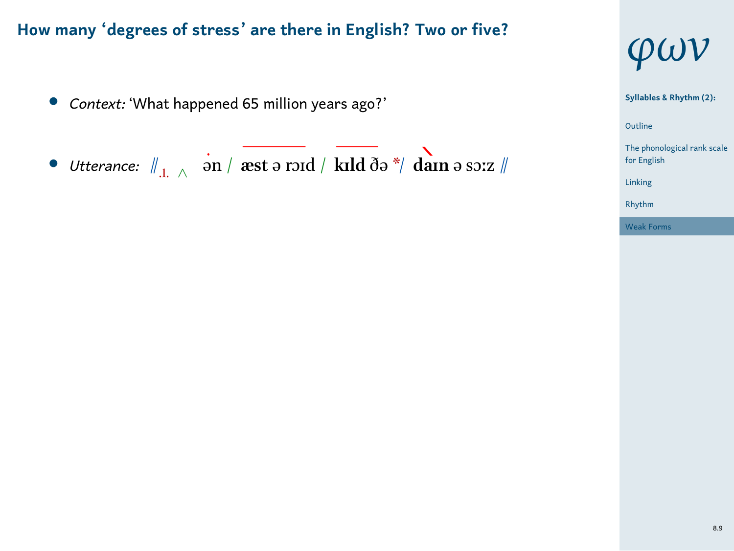## How many 'degrees of stress' are there in English? Two or five?

- *Context:* 'What happened 65 million years ago?'
- *Utterance:* ‖.1. ^ ən / **æst** ə rɔɪd / **kɪld** ðə */ **daɪn** ə sɔːz ‖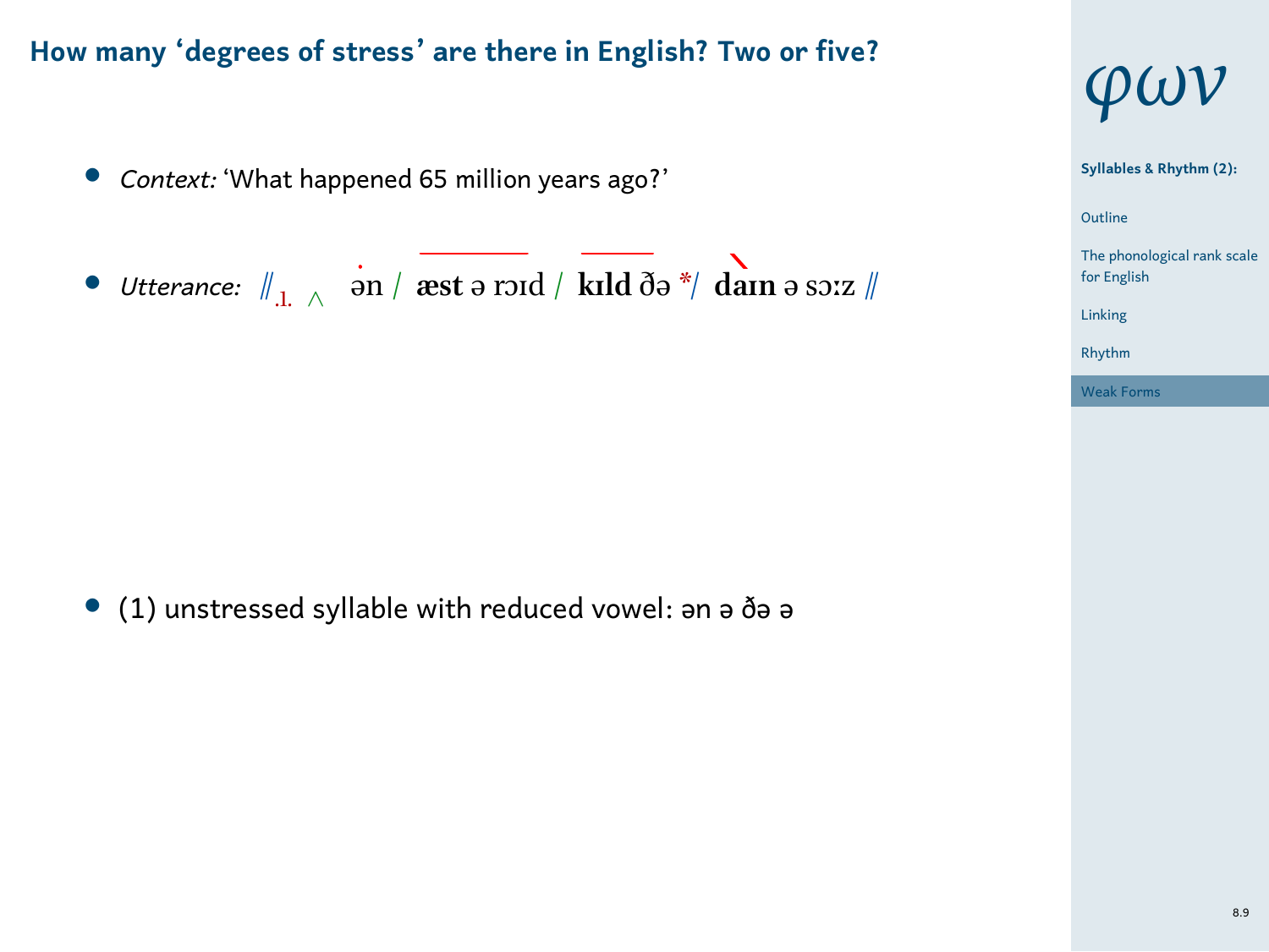## How many 'degrees of stress' are there in English? Two or five?

- *Context:* 'What happened 65 million years ago?'
- *Utterance:* ‖ .1. ∧ ən / **æst** ə rɔɪd / **kɪld** ðə */ **daɪn** ə sɔːz ‖

- (1) unstressed syllable with reduced vowel: ən ə ðə ə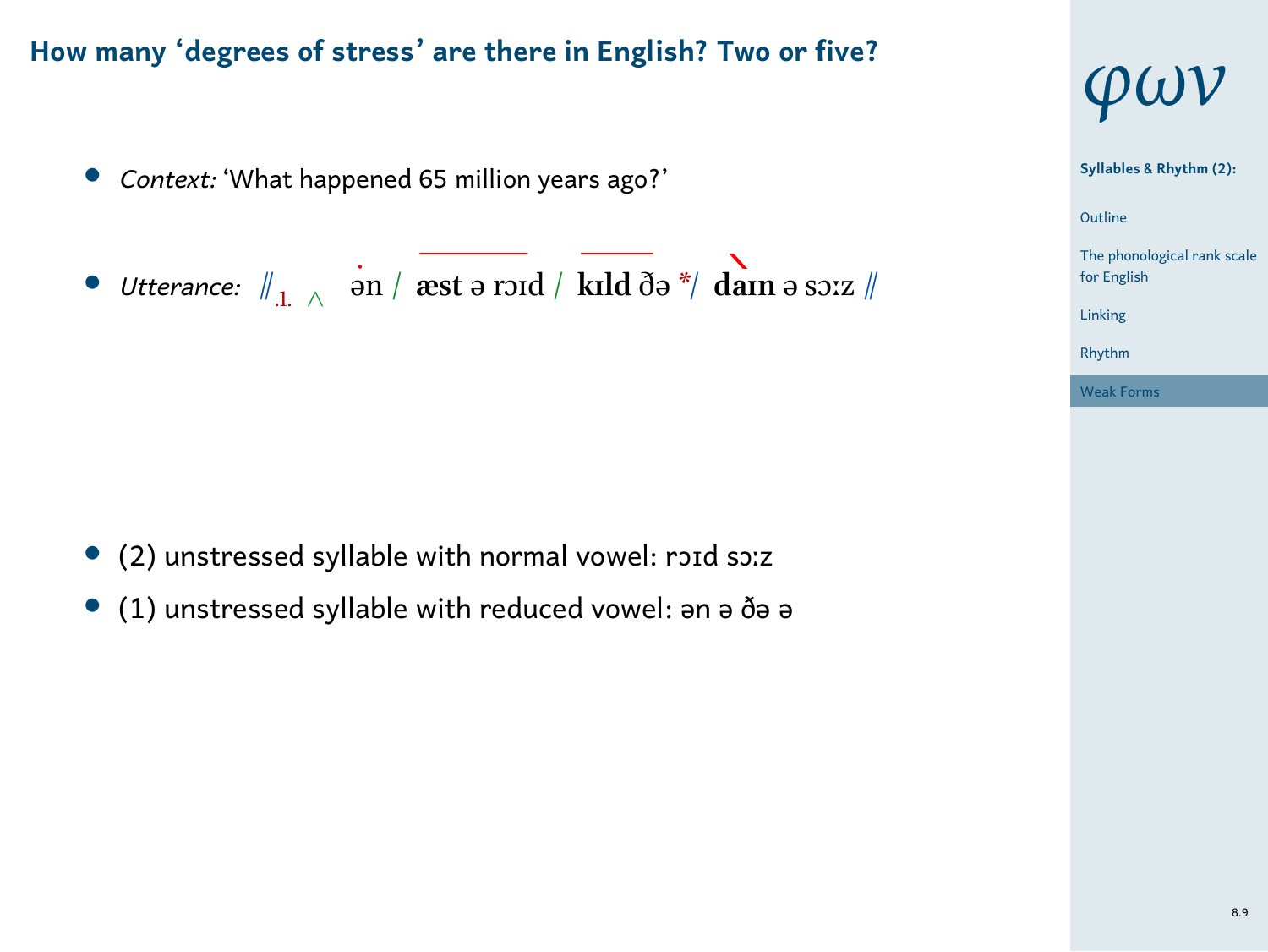## How many 'degrees of stress' are there in English? Two or five?

- *Context:* 'What happened 65 million years ago?'
- *Utterance:* ‖.1. ^ ən / **æst** ə rɔɪd / **kɪld** ðə */ **daɪn** ə sɔːz ‖

- (2) unstressed syllable with normal vowel: rɔɪd sɔːz
- (1) unstressed syllable with reduced vowel: ən ə ðə ə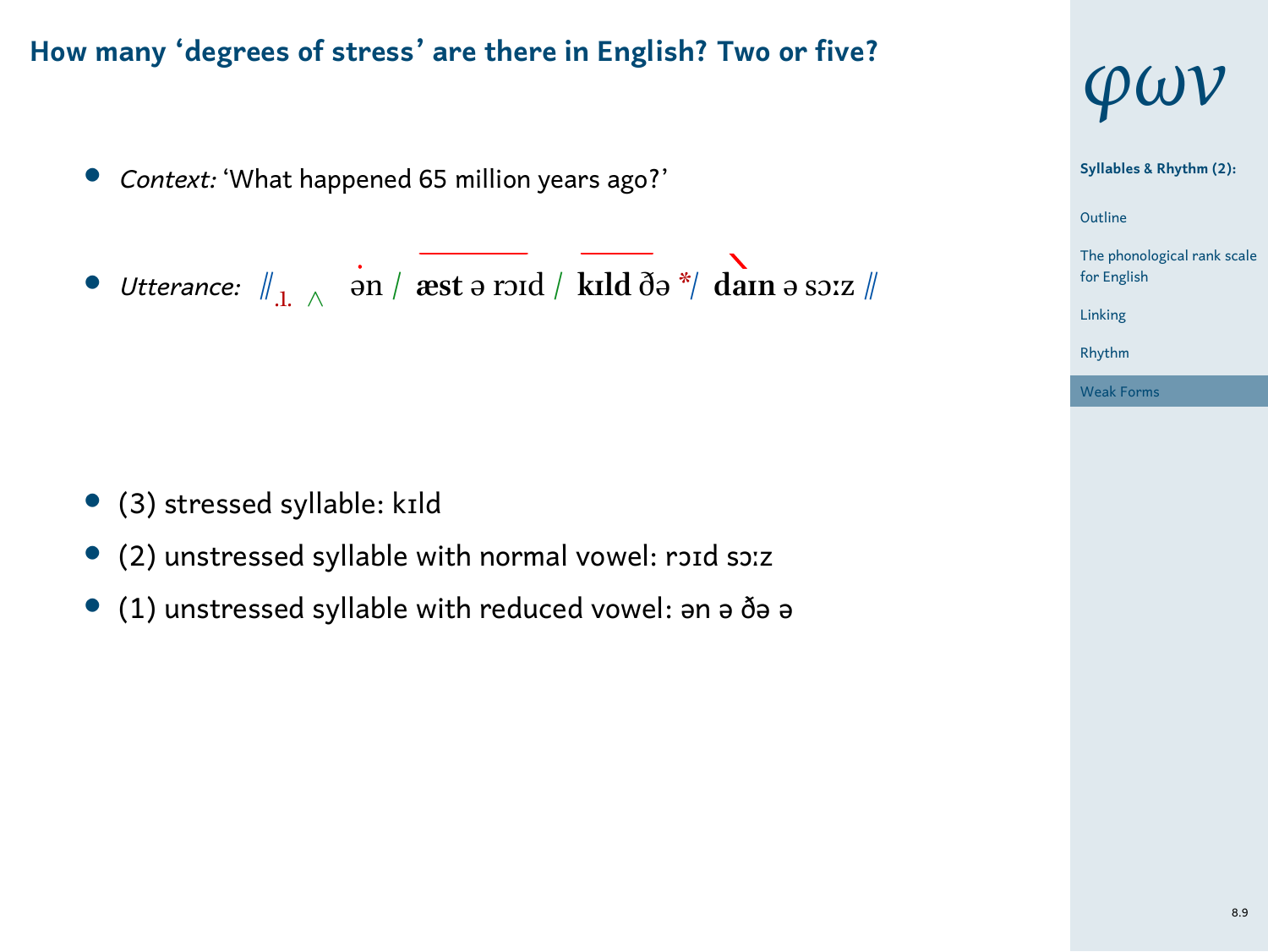## How many 'degrees of stress' are there in English? Two or five?

- *Context:* 'What happened 65 million years ago?'
- *Utterance:* ‖.1. ^ ən / **æst** ə rɔɪd / **kɪld** ðə */ **daɪn** ə sɔːz ‖

- (3) stressed syllable: kɪld
- (2) unstressed syllable with normal vowel: rɔɪd sɔːz
- (1) unstressed syllable with reduced vowel: ən ə ðə ə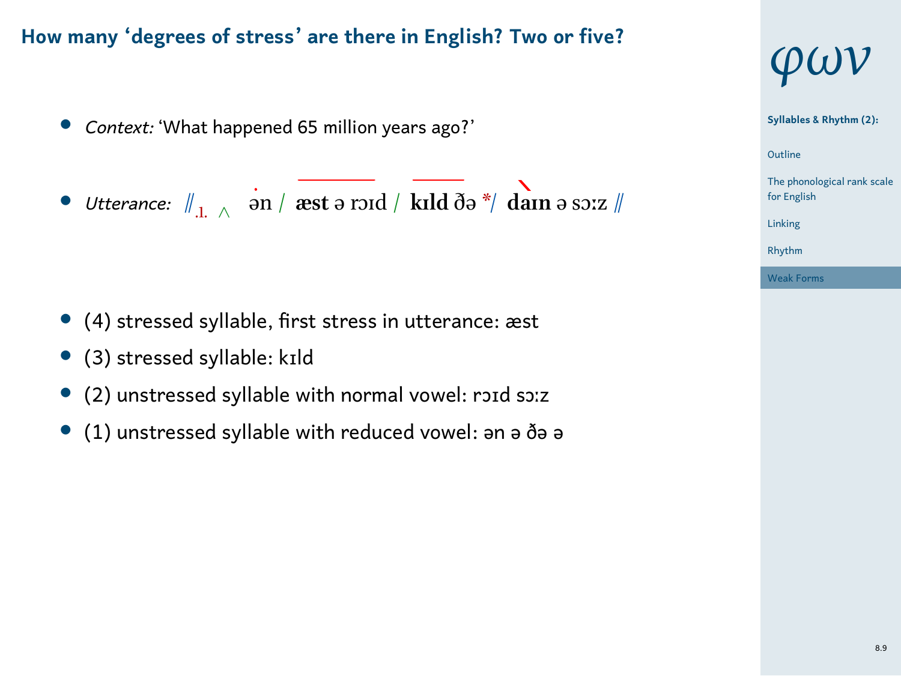## How many ‘degrees of stress’ are there in English? Two or five?

- *Context:* ‘What happened 65 million years ago?’
- *Utterance:* ‖ .1. ^ ən / **æst** ə rɔɪd / **kɪld** ðə */ **daɪn** ə sɔːz ‖

- (4) stressed syllable, first stress in utterance: æst
- (3) stressed syllable: kɪld
- (2) unstressed syllable with normal vowel: rɔɪd sɔːz
- (1) unstressed syllable with reduced vowel: ən ə ðə ə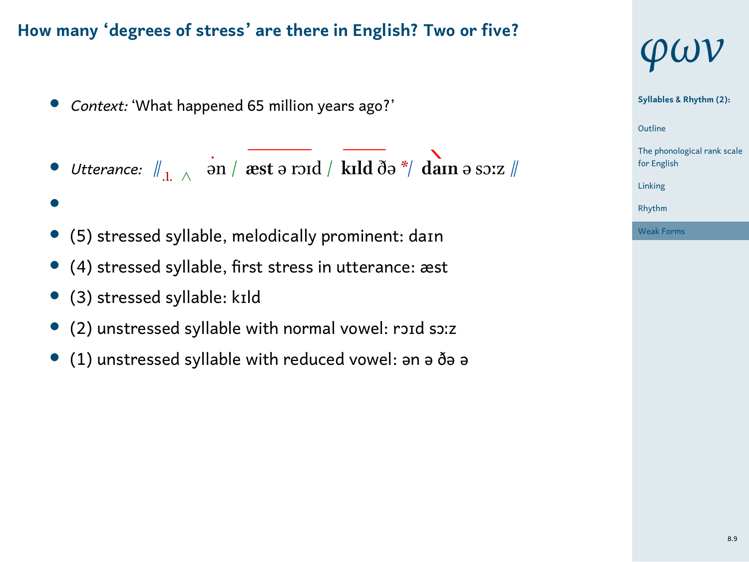## How many 'degrees of stress' are there in English? Two or five?

- *Context:* 'What happened 65 million years ago?'
- *Utterance:* ‖.1. ∧ ən / **æst** ə rɔɪd / **kɪld** ðə */ **daɪn** ə sɔːz ‖
- 
- (5) stressed syllable, melodically prominent: daɪn
- (4) stressed syllable, first stress in utterance: æst
- (3) stressed syllable: kɪld
- (2) unstressed syllable with normal vowel: rɔɪd sɔːz
- (1) unstressed syllable with reduced vowel: ən ə ðə ə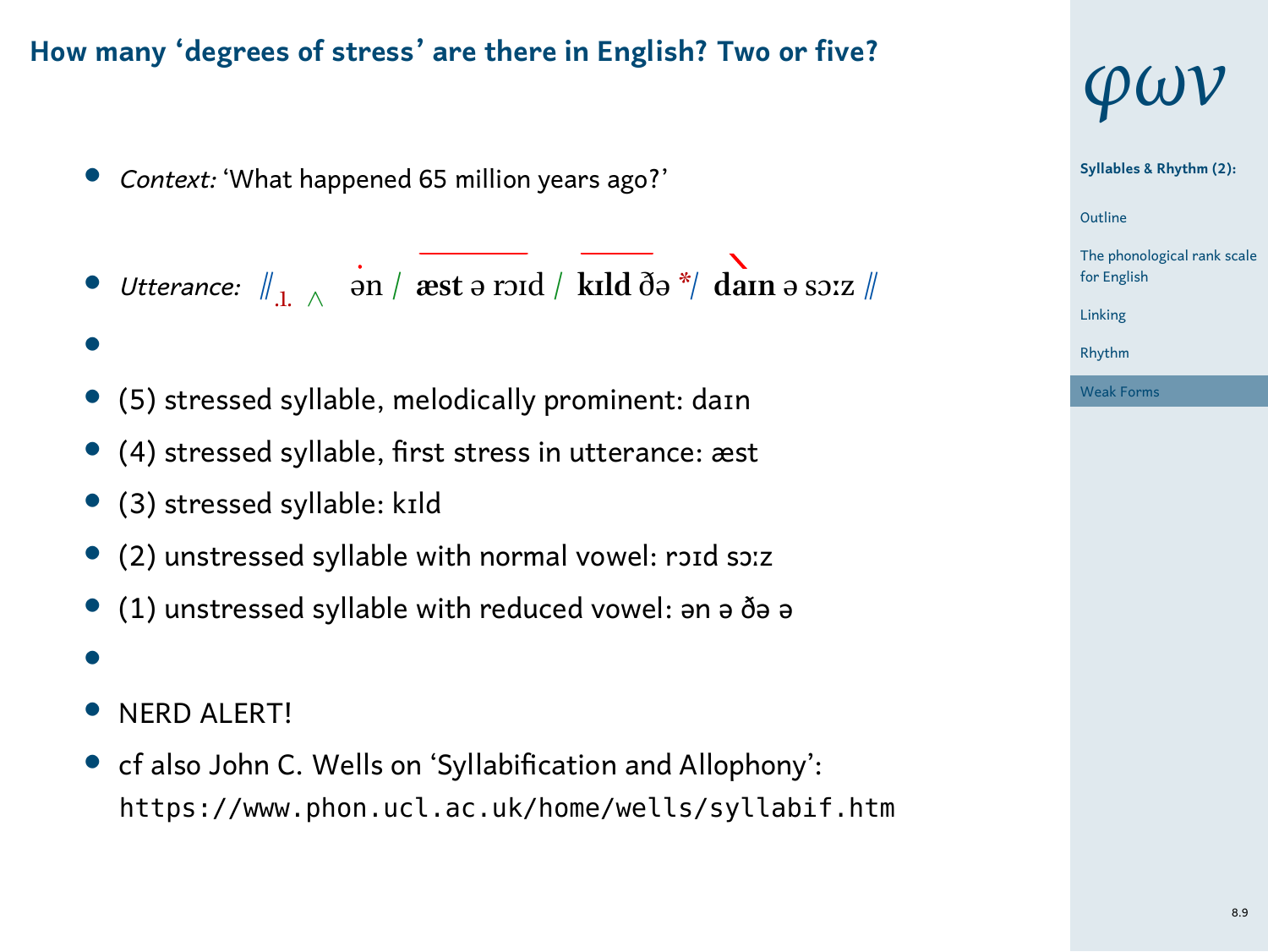## How many 'degrees of stress' are there in English? Two or five?

- *Context:* 'What happened 65 million years ago?'
- *Utterance:* ‖.1. ∧ ən / **æst** ə rɔɪd / **kɪld** ðə */ **daɪn** ə sɔːz ‖
- (5) stressed syllable, melodically prominent: daɪn
- (4) stressed syllable, first stress in utterance: æst
- (3) stressed syllable: kɪld
- (2) unstressed syllable with normal vowel: rɔɪd sɔːz
- (1) unstressed syllable with reduced vowel: ən ə ðə ə
- NERD ALERT!
- cf also John C. Wells on 'Syllabification and Allophony': `https://www.phon.ucl.ac.uk/home/wells/syllabif.htm`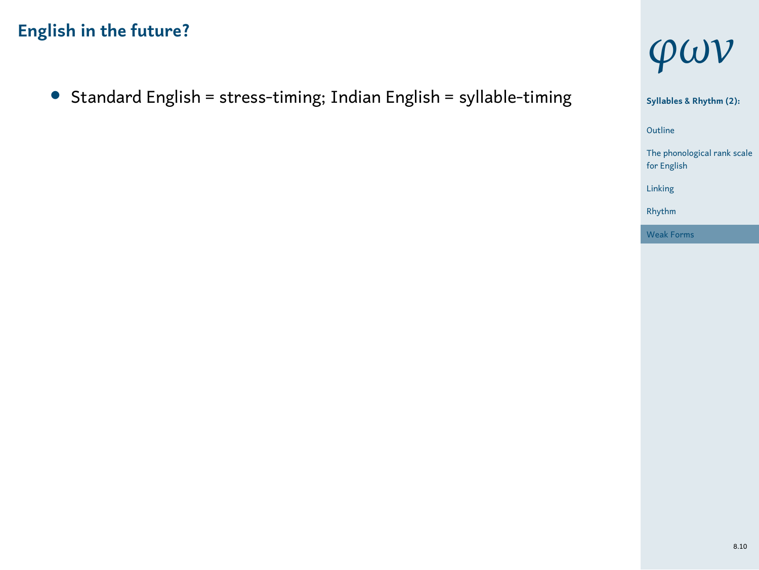## English in the future?

- Standard English = stress-timing; Indian English = syllable-timing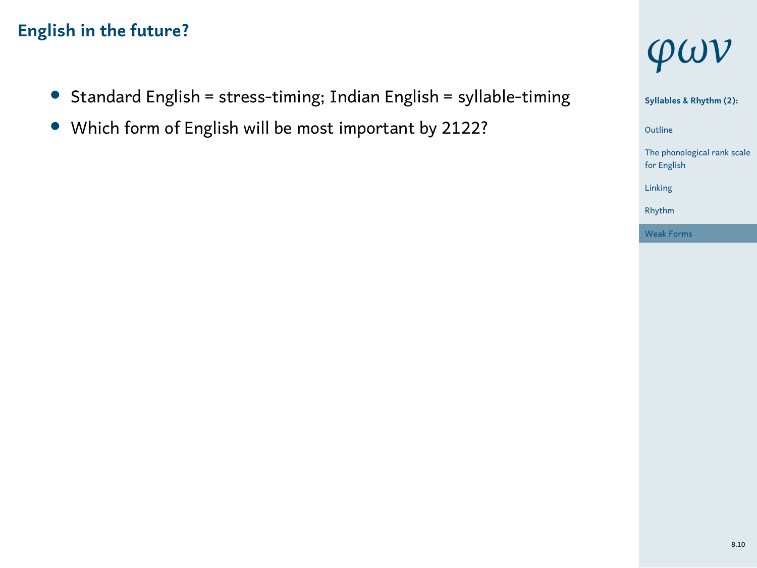## English in the future?

- Standard English = stress-timing; Indian English = syllable-timing
- Which form of English will be most important by 2122?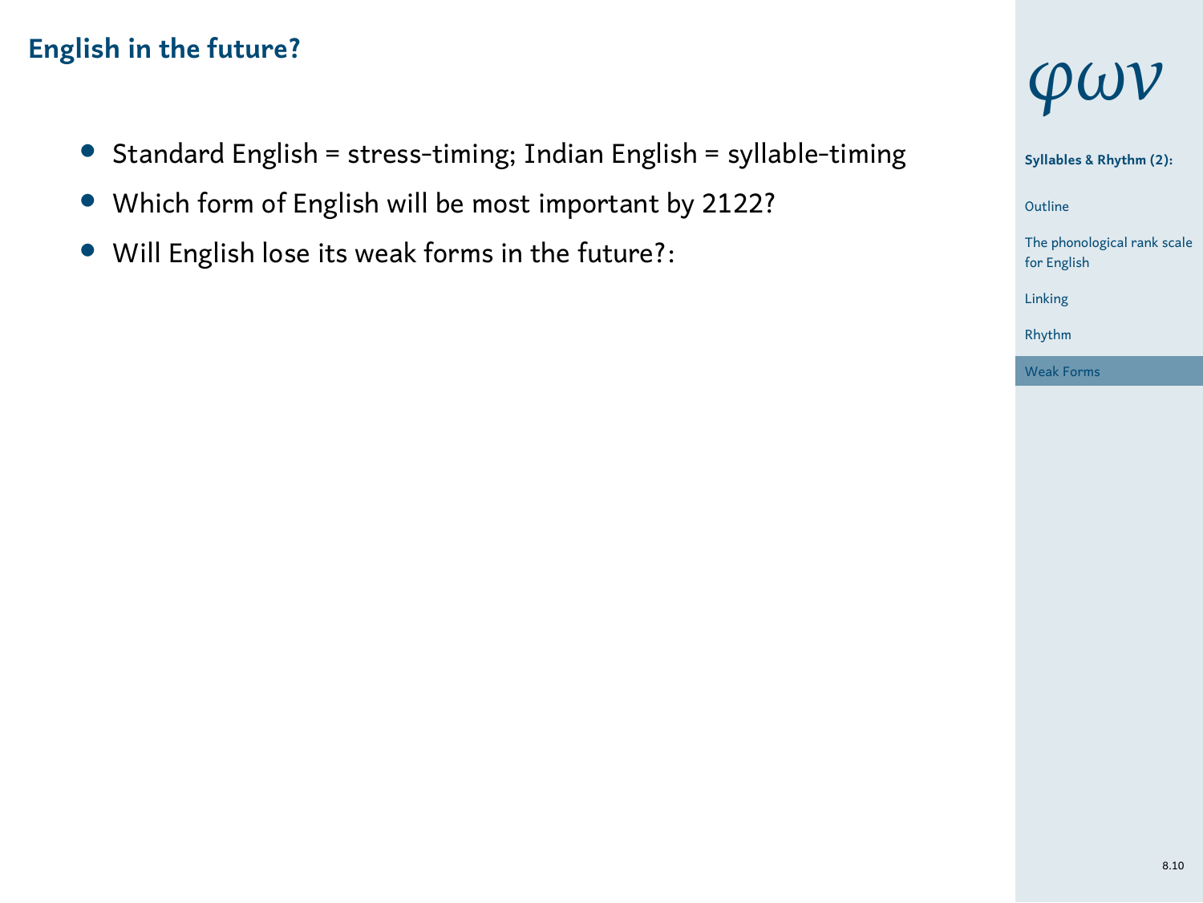## English in the future?

- Standard English = stress-timing; Indian English = syllable-timing
- Which form of English will be most important by 2122?
- Will English lose its weak forms in the future?: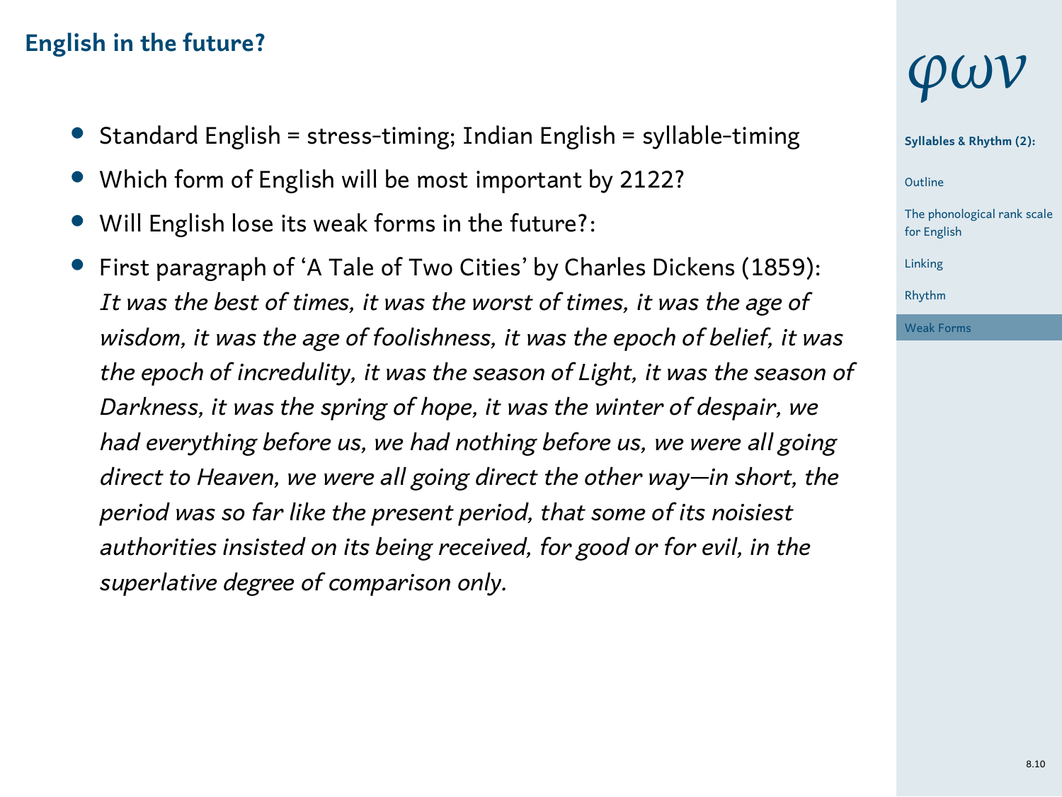## English in the future?

- Standard English = stress-timing; Indian English = syllable-timing
- Which form of English will be most important by 2122?
- Will English lose its weak forms in the future?:
- First paragraph of 'A Tale of Two Cities' by Charles Dickens (1859): *It was the best of times, it was the worst of times, it was the age of wisdom, it was the age of foolishness, it was the epoch of belief, it was the epoch of incredulity, it was the season of Light, it was the season of Darkness, it was the spring of hope, it was the winter of despair, we had everything before us, we had nothing before us, we were all going direct to Heaven, we were all going direct the other way—in short, the period was so far like the present period, that some of its noisiest authorities insisted on its being received, for good or for evil, in the superlative degree of comparison only.*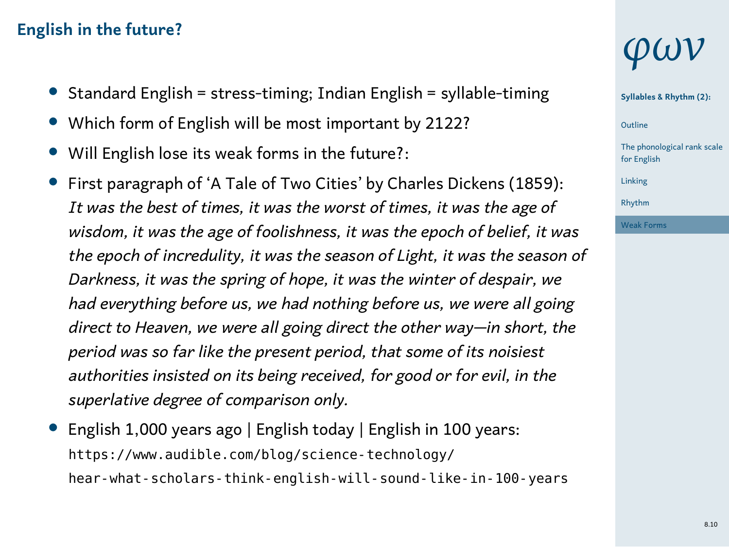## English in the future?

- Standard English = stress-timing; Indian English = syllable-timing
- Which form of English will be most important by 2122?
- Will English lose its weak forms in the future?:
- First paragraph of ‘A Tale of Two Cities’ by Charles Dickens (1859):
  *It was the best of times, it was the worst of times, it was the age of wisdom, it was the age of foolishness, it was the epoch of belief, it was the epoch of incredulity, it was the season of Light, it was the season of Darkness, it was the spring of hope, it was the winter of despair, we had everything before us, we had nothing before us, we were all going direct to Heaven, we were all going direct the other way—in short, the period was so far like the present period, that some of its noisiest authorities insisted on its being received, for good or for evil, in the superlative degree of comparison only.*
- English 1,000 years ago | English today | English in 100 years:
  `https://www.audible.com/blog/science-technology/hear-what-scholars-think-english-will-sound-like-in-100-years`